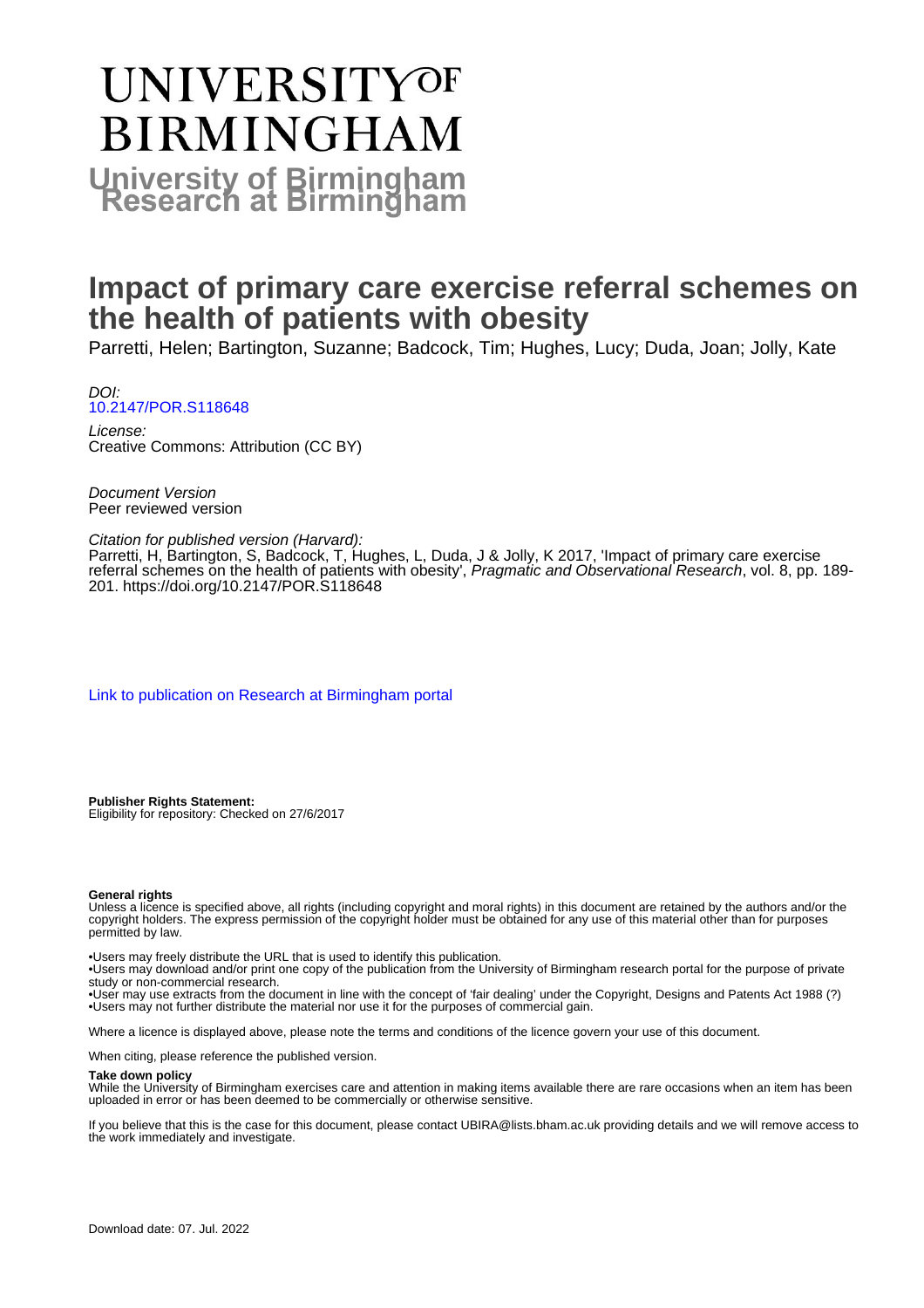# UNIVERSITY OF BIRMINGHAM

**University of Birmingham Research at Birmingham**

# Impact of primary care exercise referral schemes on the health of patients with obesity

Parretti, Helen; Bartington, Suzanne; Badcock, Tim; Hughes, Lucy; Duda, Joan; Jolly, Kate

*DOI:*
10.2147/POR.S118648

*License:*
Creative Commons: Attribution (CC BY)

*Document Version*
Peer reviewed version

*Citation for published version (Harvard):*
Parretti, H, Bartington, S, Badcock, T, Hughes, L, Duda, J & Jolly, K 2017, 'Impact of primary care exercise referral schemes on the health of patients with obesity', *Pragmatic and Observational Research*, vol. 8, pp. 189-201. https://doi.org/10.2147/POR.S118648

Link to publication on Research at Birmingham portal

**Publisher Rights Statement:**
Eligibility for repository: Checked on 27/6/2017

**General rights**
Unless a licence is specified above, all rights (including copyright and moral rights) in this document are retained by the authors and/or the copyright holders. The express permission of the copyright holder must be obtained for any use of this material other than for purposes permitted by law.

- •Users may freely distribute the URL that is used to identify this publication.
- •Users may download and/or print one copy of the publication from the University of Birmingham research portal for the purpose of private study or non-commercial research.
- •User may use extracts from the document in line with the concept of 'fair dealing' under the Copyright, Designs and Patents Act 1988 (?)
- •Users may not further distribute the material nor use it for the purposes of commercial gain.

Where a licence is displayed above, please note the terms and conditions of the licence govern your use of this document.

When citing, please reference the published version.

**Take down policy**
While the University of Birmingham exercises care and attention in making items available there are rare occasions when an item has been uploaded in error or has been deemed to be commercially or otherwise sensitive.

If you believe that this is the case for this document, please contact UBIRA@lists.bham.ac.uk providing details and we will remove access to the work immediately and investigate.

Download date: 07. Jul. 2022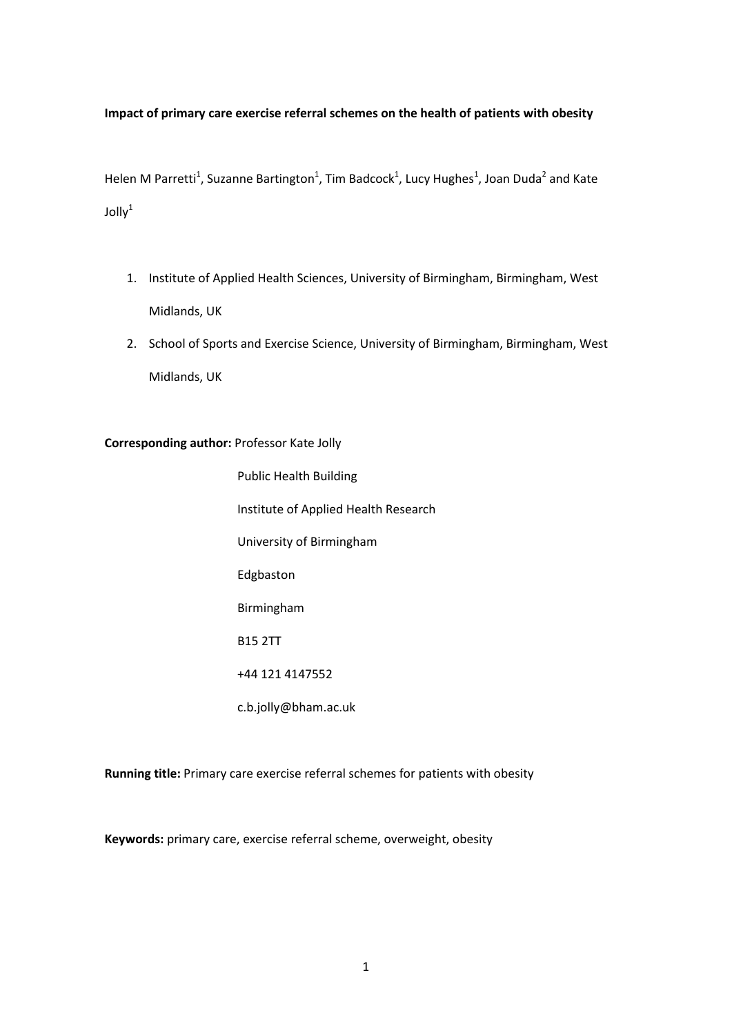**Impact of primary care exercise referral schemes on the health of patients with obesity**

Helen M Parretti[1], Suzanne Bartington[1], Tim Badcock[1], Lucy Hughes[1], Joan Duda[2] and Kate Jolly[1]

1. Institute of Applied Health Sciences, University of Birmingham, Birmingham, West Midlands, UK
2. School of Sports and Exercise Science, University of Birmingham, Birmingham, West Midlands, UK

**Corresponding author:** Professor Kate Jolly

Public Health Building

Institute of Applied Health Research

University of Birmingham

Edgbaston

Birmingham

B15 2TT

+44 121 4147552

c.b.jolly@bham.ac.uk

**Running title:** Primary care exercise referral schemes for patients with obesity

**Keywords:** primary care, exercise referral scheme, overweight, obesity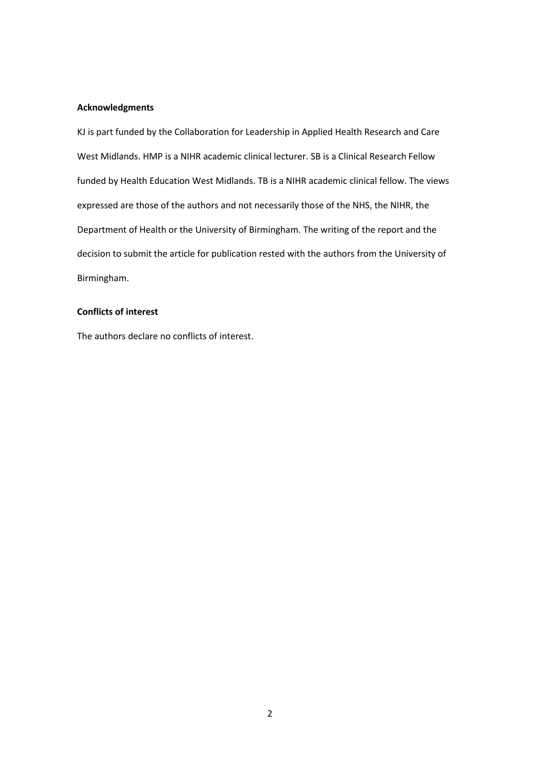**Acknowledgments**

KJ is part funded by the Collaboration for Leadership in Applied Health Research and Care West Midlands. HMP is a NIHR academic clinical lecturer. SB is a Clinical Research Fellow funded by Health Education West Midlands. TB is a NIHR academic clinical fellow. The views expressed are those of the authors and not necessarily those of the NHS, the NIHR, the Department of Health or the University of Birmingham. The writing of the report and the decision to submit the article for publication rested with the authors from the University of Birmingham.

**Conflicts of interest**

The authors declare no conflicts of interest.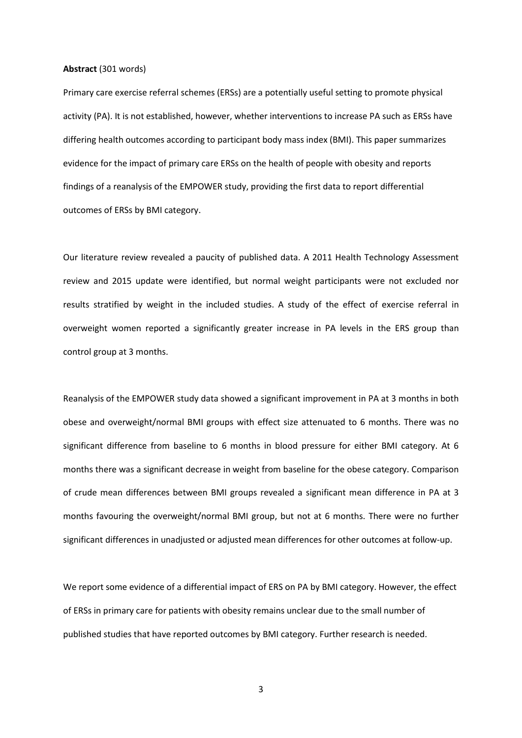**Abstract** (301 words)

Primary care exercise referral schemes (ERSs) are a potentially useful setting to promote physical activity (PA). It is not established, however, whether interventions to increase PA such as ERSs have differing health outcomes according to participant body mass index (BMI). This paper summarizes evidence for the impact of primary care ERSs on the health of people with obesity and reports findings of a reanalysis of the EMPOWER study, providing the first data to report differential outcomes of ERSs by BMI category.

Our literature review revealed a paucity of published data. A 2011 Health Technology Assessment review and 2015 update were identified, but normal weight participants were not excluded nor results stratified by weight in the included studies. A study of the effect of exercise referral in overweight women reported a significantly greater increase in PA levels in the ERS group than control group at 3 months.

Reanalysis of the EMPOWER study data showed a significant improvement in PA at 3 months in both obese and overweight/normal BMI groups with effect size attenuated to 6 months. There was no significant difference from baseline to 6 months in blood pressure for either BMI category. At 6 months there was a significant decrease in weight from baseline for the obese category. Comparison of crude mean differences between BMI groups revealed a significant mean difference in PA at 3 months favouring the overweight/normal BMI group, but not at 6 months. There were no further significant differences in unadjusted or adjusted mean differences for other outcomes at follow-up.

We report some evidence of a differential impact of ERS on PA by BMI category. However, the effect of ERSs in primary care for patients with obesity remains unclear due to the small number of published studies that have reported outcomes by BMI category. Further research is needed.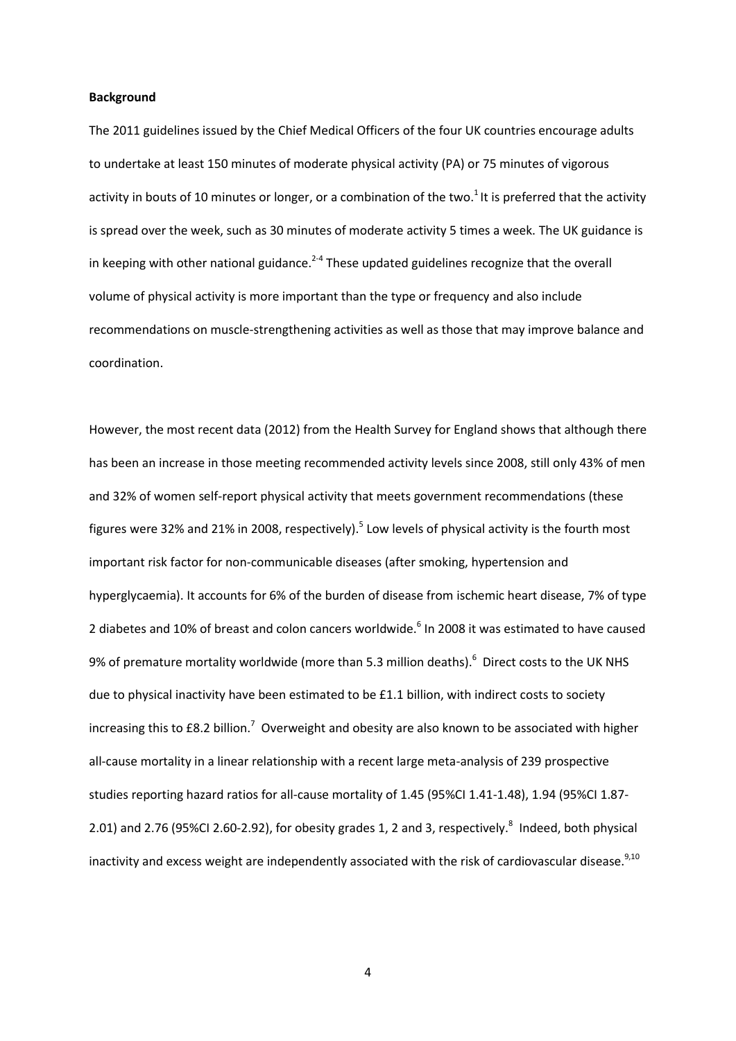**Background**

The 2011 guidelines issued by the Chief Medical Officers of the four UK countries encourage adults to undertake at least 150 minutes of moderate physical activity (PA) or 75 minutes of vigorous activity in bouts of 10 minutes or longer, or a combination of the two.[1] It is preferred that the activity is spread over the week, such as 30 minutes of moderate activity 5 times a week. The UK guidance is in keeping with other national guidance.[2-4] These updated guidelines recognize that the overall volume of physical activity is more important than the type or frequency and also include recommendations on muscle-strengthening activities as well as those that may improve balance and coordination.

However, the most recent data (2012) from the Health Survey for England shows that although there has been an increase in those meeting recommended activity levels since 2008, still only 43% of men and 32% of women self-report physical activity that meets government recommendations (these figures were 32% and 21% in 2008, respectively).[5] Low levels of physical activity is the fourth most important risk factor for non-communicable diseases (after smoking, hypertension and hyperglycaemia). It accounts for 6% of the burden of disease from ischemic heart disease, 7% of type 2 diabetes and 10% of breast and colon cancers worldwide.[6] In 2008 it was estimated to have caused 9% of premature mortality worldwide (more than 5.3 million deaths).[6] Direct costs to the UK NHS due to physical inactivity have been estimated to be £1.1 billion, with indirect costs to society increasing this to £8.2 billion.[7] Overweight and obesity are also known to be associated with higher all-cause mortality in a linear relationship with a recent large meta-analysis of 239 prospective studies reporting hazard ratios for all-cause mortality of 1.45 (95%CI 1.41-1.48), 1.94 (95%CI 1.87-2.01) and 2.76 (95%CI 2.60-2.92), for obesity grades 1, 2 and 3, respectively.[8] Indeed, both physical inactivity and excess weight are independently associated with the risk of cardiovascular disease.[9,10]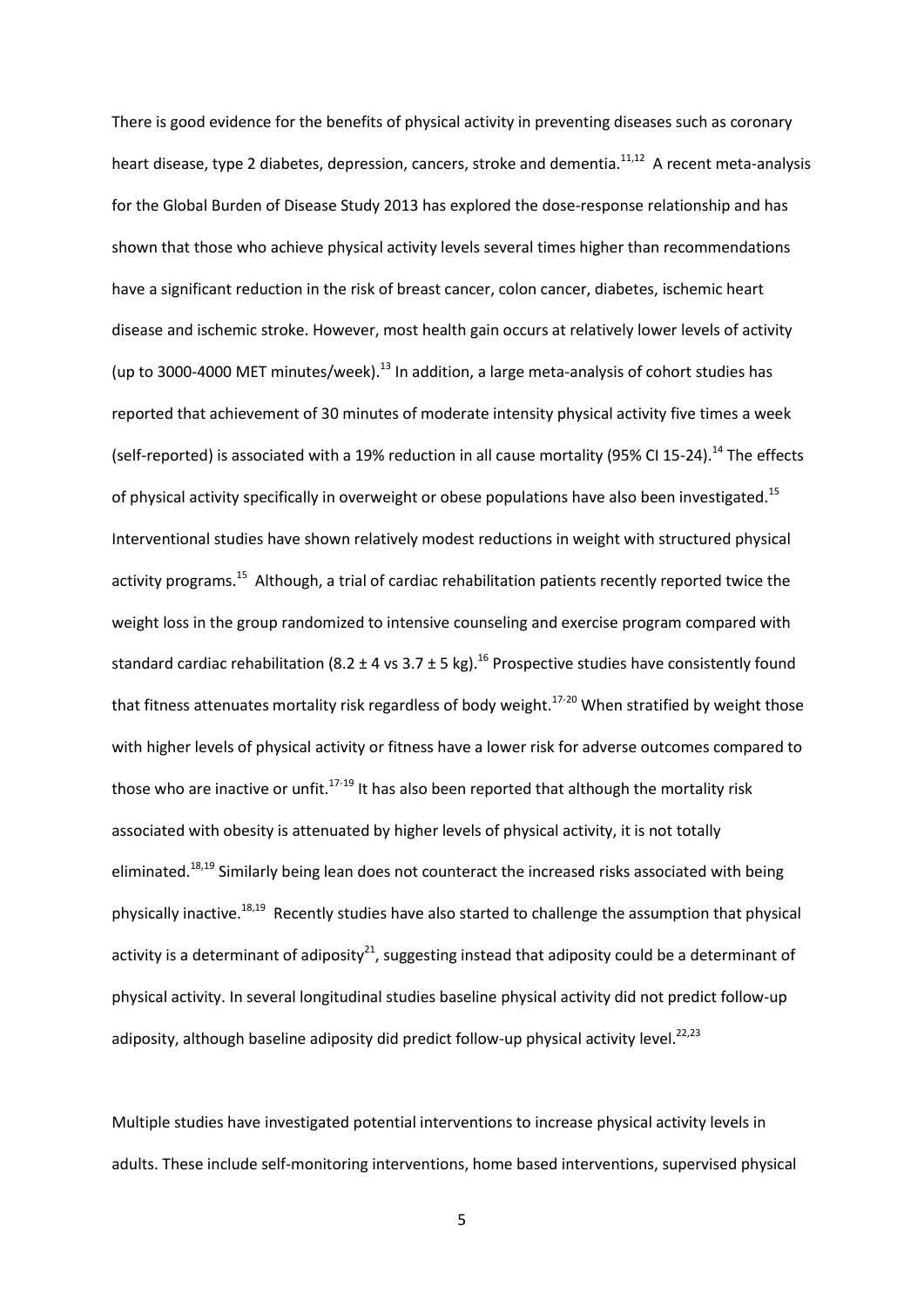There is good evidence for the benefits of physical activity in preventing diseases such as coronary heart disease, type 2 diabetes, depression, cancers, stroke and dementia.[11,12] A recent meta-analysis for the Global Burden of Disease Study 2013 has explored the dose-response relationship and has shown that those who achieve physical activity levels several times higher than recommendations have a significant reduction in the risk of breast cancer, colon cancer, diabetes, ischemic heart disease and ischemic stroke. However, most health gain occurs at relatively lower levels of activity (up to 3000-4000 MET minutes/week).[13] In addition, a large meta-analysis of cohort studies has reported that achievement of 30 minutes of moderate intensity physical activity five times a week (self-reported) is associated with a 19% reduction in all cause mortality (95% CI 15-24).[14] The effects of physical activity specifically in overweight or obese populations have also been investigated.[15] Interventional studies have shown relatively modest reductions in weight with structured physical activity programs.[15] Although, a trial of cardiac rehabilitation patients recently reported twice the weight loss in the group randomized to intensive counseling and exercise program compared with standard cardiac rehabilitation (8.2 ± 4 vs 3.7 ± 5 kg).[16] Prospective studies have consistently found that fitness attenuates mortality risk regardless of body weight.[17-20] When stratified by weight those with higher levels of physical activity or fitness have a lower risk for adverse outcomes compared to those who are inactive or unfit.[17-19] It has also been reported that although the mortality risk associated with obesity is attenuated by higher levels of physical activity, it is not totally eliminated.[18,19] Similarly being lean does not counteract the increased risks associated with being physically inactive.[18,19] Recently studies have also started to challenge the assumption that physical activity is a determinant of adiposity[21], suggesting instead that adiposity could be a determinant of physical activity. In several longitudinal studies baseline physical activity did not predict follow-up adiposity, although baseline adiposity did predict follow-up physical activity level.[22,23]

Multiple studies have investigated potential interventions to increase physical activity levels in adults. These include self-monitoring interventions, home based interventions, supervised physical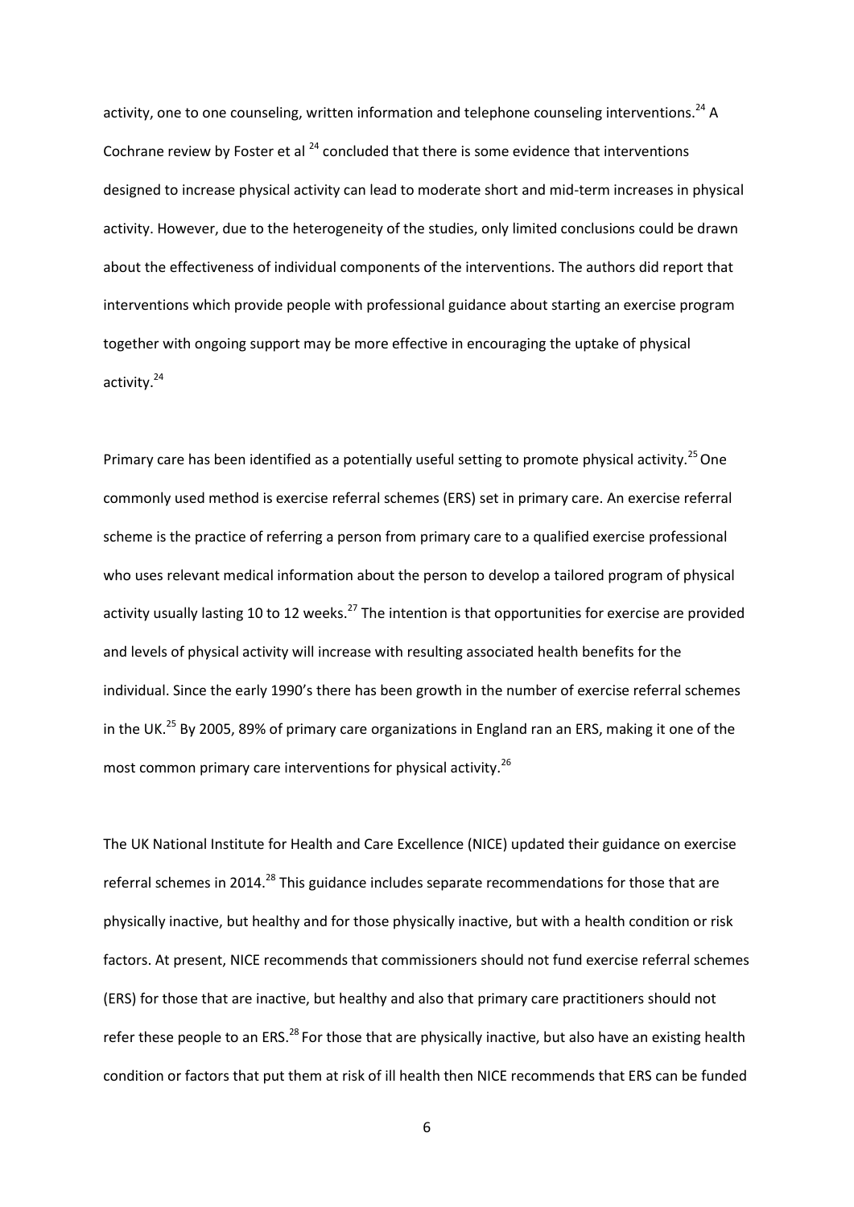activity, one to one counseling, written information and telephone counseling interventions.[24] A Cochrane review by Foster et al [24] concluded that there is some evidence that interventions designed to increase physical activity can lead to moderate short and mid-term increases in physical activity. However, due to the heterogeneity of the studies, only limited conclusions could be drawn about the effectiveness of individual components of the interventions. The authors did report that interventions which provide people with professional guidance about starting an exercise program together with ongoing support may be more effective in encouraging the uptake of physical activity.[24]

Primary care has been identified as a potentially useful setting to promote physical activity.[25] One commonly used method is exercise referral schemes (ERS) set in primary care. An exercise referral scheme is the practice of referring a person from primary care to a qualified exercise professional who uses relevant medical information about the person to develop a tailored program of physical activity usually lasting 10 to 12 weeks.[27] The intention is that opportunities for exercise are provided and levels of physical activity will increase with resulting associated health benefits for the individual. Since the early 1990's there has been growth in the number of exercise referral schemes in the UK.[25] By 2005, 89% of primary care organizations in England ran an ERS, making it one of the most common primary care interventions for physical activity.[26]

The UK National Institute for Health and Care Excellence (NICE) updated their guidance on exercise referral schemes in 2014.[28] This guidance includes separate recommendations for those that are physically inactive, but healthy and for those physically inactive, but with a health condition or risk factors. At present, NICE recommends that commissioners should not fund exercise referral schemes (ERS) for those that are inactive, but healthy and also that primary care practitioners should not refer these people to an ERS.[28] For those that are physically inactive, but also have an existing health condition or factors that put them at risk of ill health then NICE recommends that ERS can be funded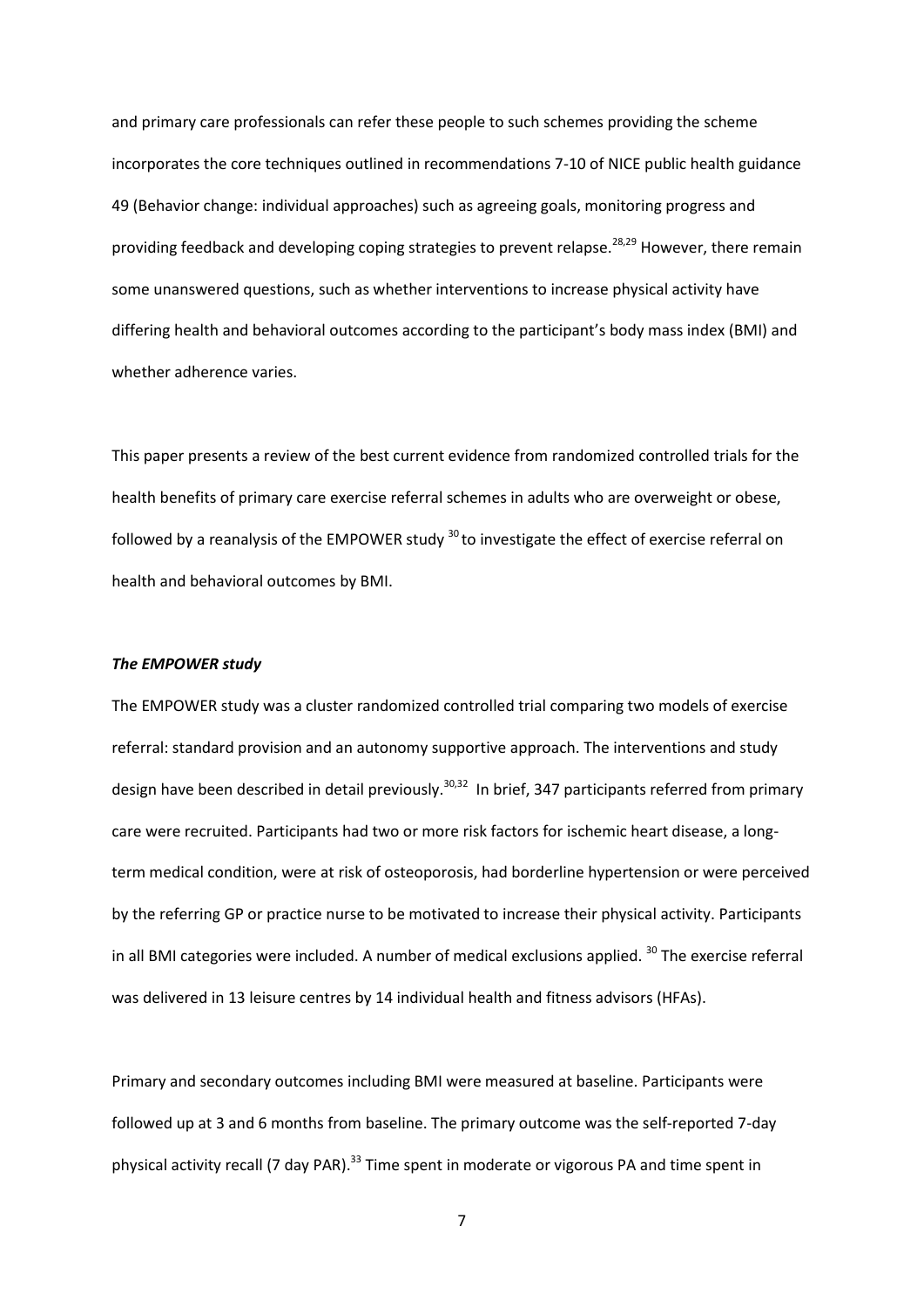and primary care professionals can refer these people to such schemes providing the scheme incorporates the core techniques outlined in recommendations 7-10 of NICE public health guidance 49 (Behavior change: individual approaches) such as agreeing goals, monitoring progress and providing feedback and developing coping strategies to prevent relapse.[28,29] However, there remain some unanswered questions, such as whether interventions to increase physical activity have differing health and behavioral outcomes according to the participant's body mass index (BMI) and whether adherence varies.

This paper presents a review of the best current evidence from randomized controlled trials for the health benefits of primary care exercise referral schemes in adults who are overweight or obese, followed by a reanalysis of the EMPOWER study [30] to investigate the effect of exercise referral on health and behavioral outcomes by BMI.

***The EMPOWER study***

The EMPOWER study was a cluster randomized controlled trial comparing two models of exercise referral: standard provision and an autonomy supportive approach. The interventions and study design have been described in detail previously.[30,32] In brief, 347 participants referred from primary care were recruited. Participants had two or more risk factors for ischemic heart disease, a long-term medical condition, were at risk of osteoporosis, had borderline hypertension or were perceived by the referring GP or practice nurse to be motivated to increase their physical activity. Participants in all BMI categories were included. A number of medical exclusions applied. [30] The exercise referral was delivered in 13 leisure centres by 14 individual health and fitness advisors (HFAs).

Primary and secondary outcomes including BMI were measured at baseline. Participants were followed up at 3 and 6 months from baseline. The primary outcome was the self-reported 7-day physical activity recall (7 day PAR).[33] Time spent in moderate or vigorous PA and time spent in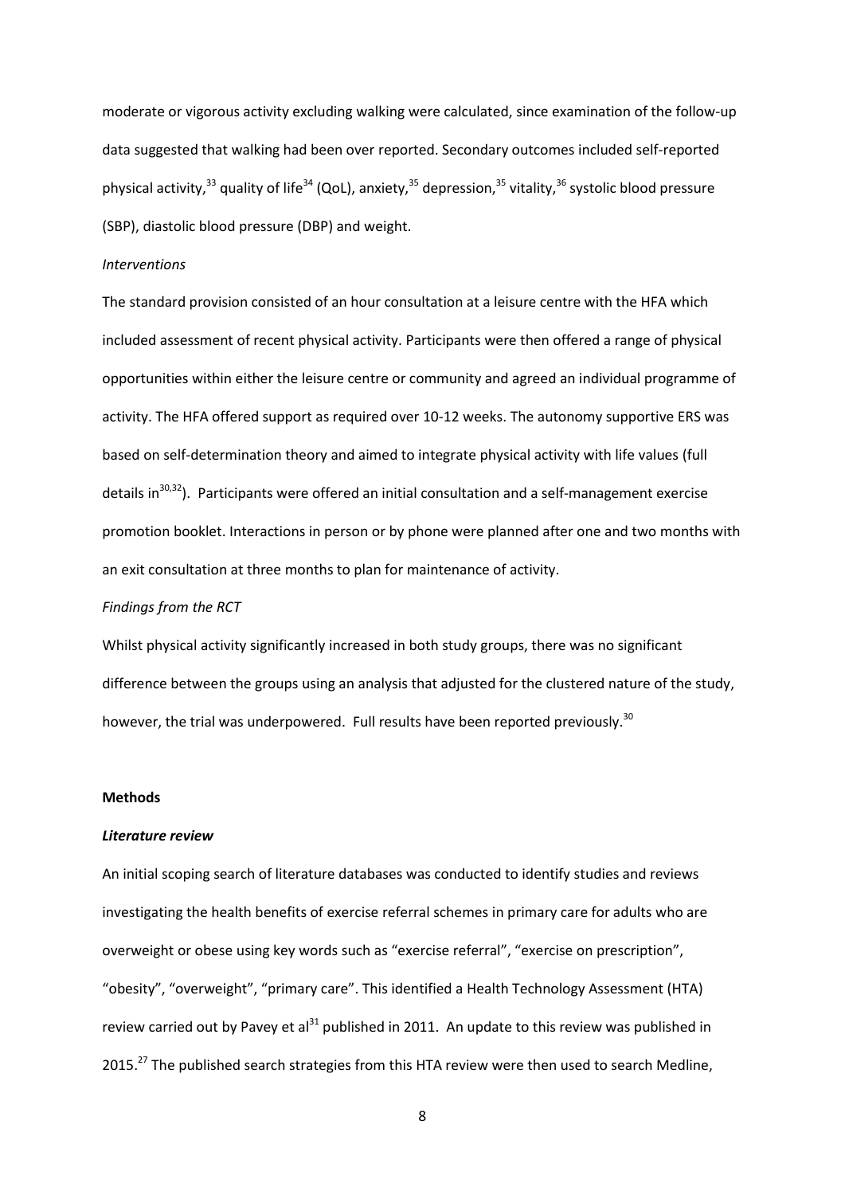moderate or vigorous activity excluding walking were calculated, since examination of the follow-up data suggested that walking had been over reported. Secondary outcomes included self-reported physical activity,[33] quality of life[34] (QoL), anxiety,[35] depression,[35] vitality,[36] systolic blood pressure (SBP), diastolic blood pressure (DBP) and weight.

*Interventions*

The standard provision consisted of an hour consultation at a leisure centre with the HFA which included assessment of recent physical activity. Participants were then offered a range of physical opportunities within either the leisure centre or community and agreed an individual programme of activity. The HFA offered support as required over 10-12 weeks. The autonomy supportive ERS was based on self-determination theory and aimed to integrate physical activity with life values (full details in[30,32]). Participants were offered an initial consultation and a self-management exercise promotion booklet. Interactions in person or by phone were planned after one and two months with an exit consultation at three months to plan for maintenance of activity.

*Findings from the RCT*

Whilst physical activity significantly increased in both study groups, there was no significant difference between the groups using an analysis that adjusted for the clustered nature of the study, however, the trial was underpowered. Full results have been reported previously.[30]

**Methods**

***Literature review***

An initial scoping search of literature databases was conducted to identify studies and reviews investigating the health benefits of exercise referral schemes in primary care for adults who are overweight or obese using key words such as "exercise referral", "exercise on prescription", "obesity", "overweight", "primary care". This identified a Health Technology Assessment (HTA) review carried out by Pavey et al[31] published in 2011. An update to this review was published in 2015.[27] The published search strategies from this HTA review were then used to search Medline,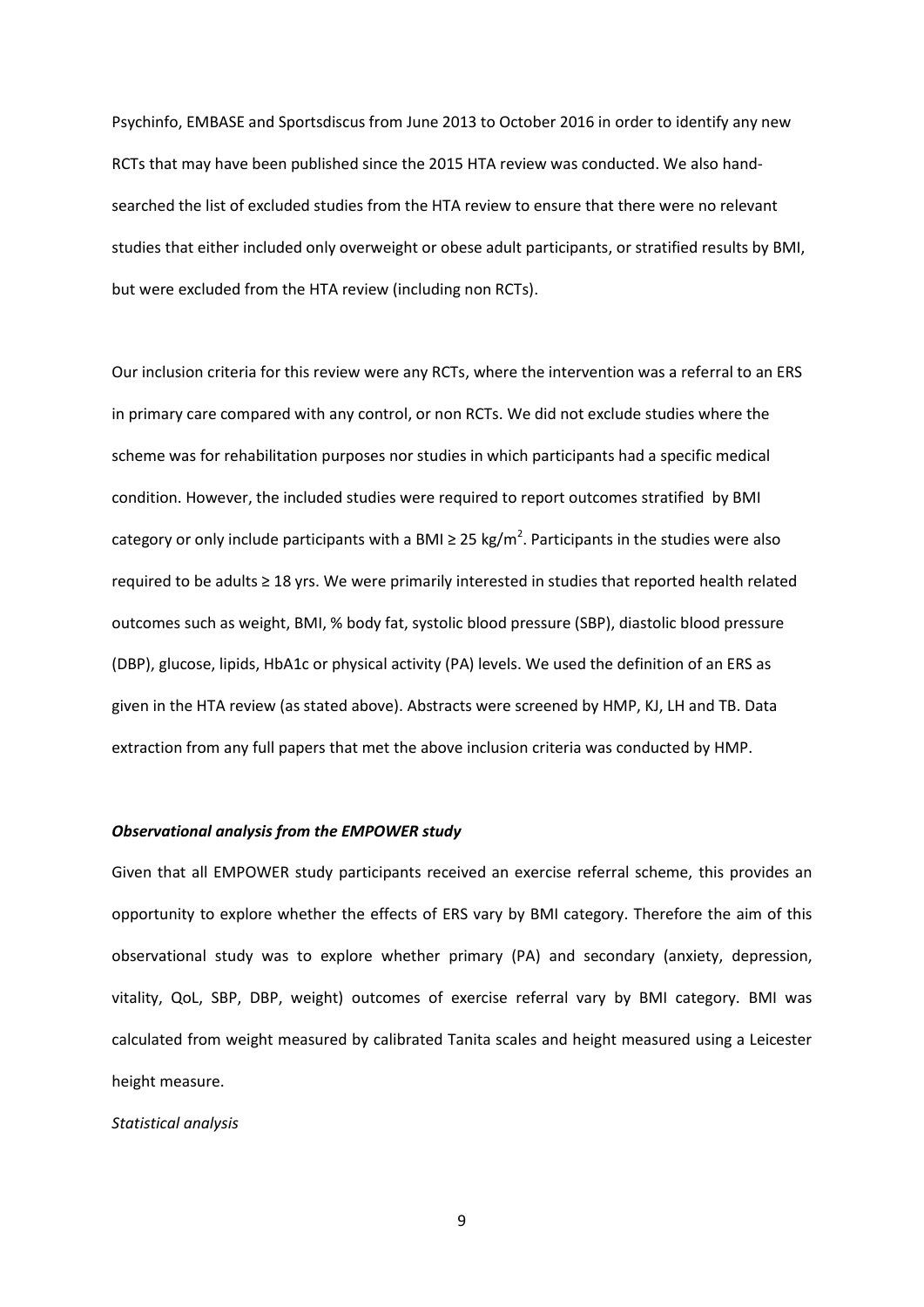Psychinfo, EMBASE and Sportsdiscus from June 2013 to October 2016 in order to identify any new RCTs that may have been published since the 2015 HTA review was conducted. We also hand-searched the list of excluded studies from the HTA review to ensure that there were no relevant studies that either included only overweight or obese adult participants, or stratified results by BMI, but were excluded from the HTA review (including non RCTs).

Our inclusion criteria for this review were any RCTs, where the intervention was a referral to an ERS in primary care compared with any control, or non RCTs. We did not exclude studies where the scheme was for rehabilitation purposes nor studies in which participants had a specific medical condition. However, the included studies were required to report outcomes stratified by BMI category or only include participants with a BMI ≥ 25 kg/m$^2$. Participants in the studies were also required to be adults ≥ 18 yrs. We were primarily interested in studies that reported health related outcomes such as weight, BMI, % body fat, systolic blood pressure (SBP), diastolic blood pressure (DBP), glucose, lipids, HbA1c or physical activity (PA) levels. We used the definition of an ERS as given in the HTA review (as stated above). Abstracts were screened by HMP, KJ, LH and TB. Data extraction from any full papers that met the above inclusion criteria was conducted by HMP.

***Observational analysis from the EMPOWER study***

Given that all EMPOWER study participants received an exercise referral scheme, this provides an opportunity to explore whether the effects of ERS vary by BMI category. Therefore the aim of this observational study was to explore whether primary (PA) and secondary (anxiety, depression, vitality, QoL, SBP, DBP, weight) outcomes of exercise referral vary by BMI category. BMI was calculated from weight measured by calibrated Tanita scales and height measured using a Leicester height measure.

*Statistical analysis*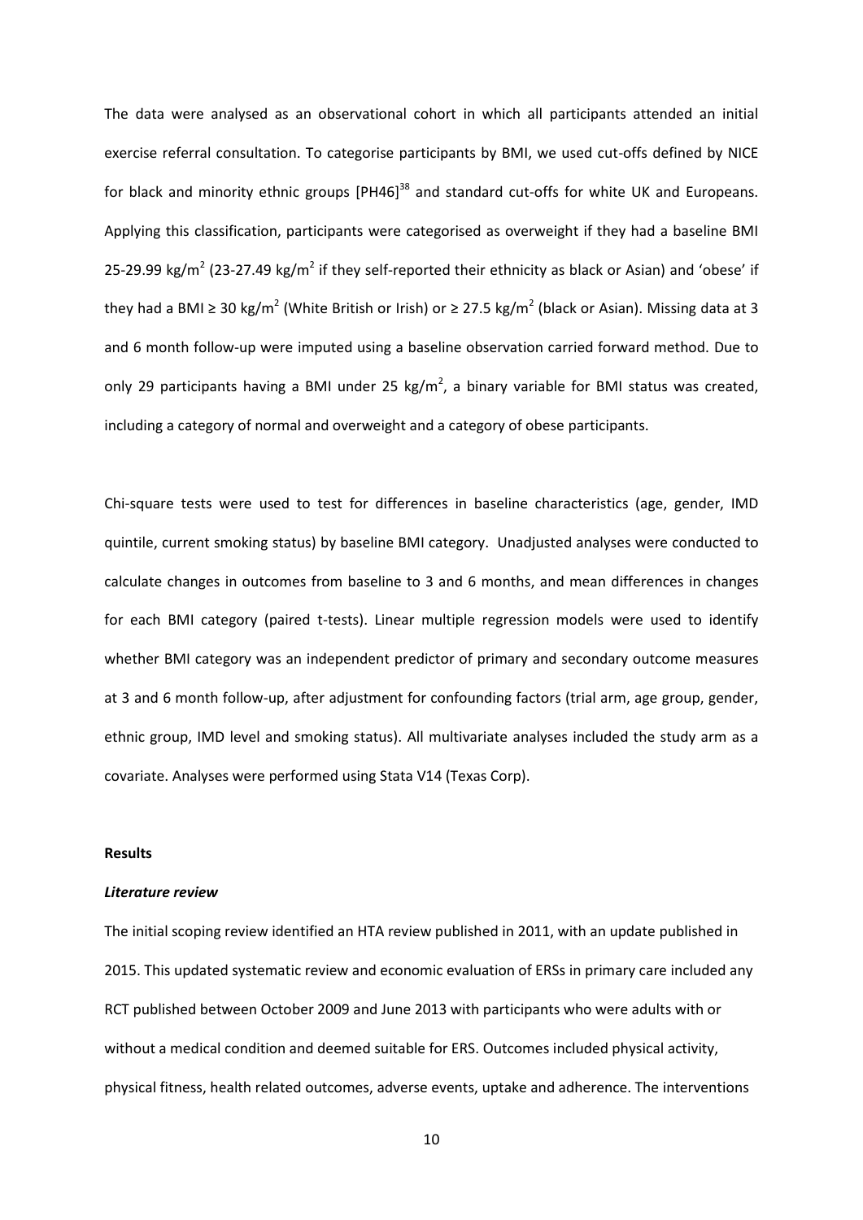The data were analysed as an observational cohort in which all participants attended an initial exercise referral consultation. To categorise participants by BMI, we used cut-offs defined by NICE for black and minority ethnic groups [PH46][38] and standard cut-offs for white UK and Europeans. Applying this classification, participants were categorised as overweight if they had a baseline BMI 25-29.99 kg/m$^2$ (23-27.49 kg/m$^2$ if they self-reported their ethnicity as black or Asian) and 'obese' if they had a BMI ≥ 30 kg/m$^2$ (White British or Irish) or ≥ 27.5 kg/m$^2$ (black or Asian). Missing data at 3 and 6 month follow-up were imputed using a baseline observation carried forward method. Due to only 29 participants having a BMI under 25 kg/m$^2$, a binary variable for BMI status was created, including a category of normal and overweight and a category of obese participants.

Chi-square tests were used to test for differences in baseline characteristics (age, gender, IMD quintile, current smoking status) by baseline BMI category. Unadjusted analyses were conducted to calculate changes in outcomes from baseline to 3 and 6 months, and mean differences in changes for each BMI category (paired t-tests). Linear multiple regression models were used to identify whether BMI category was an independent predictor of primary and secondary outcome measures at 3 and 6 month follow-up, after adjustment for confounding factors (trial arm, age group, gender, ethnic group, IMD level and smoking status). All multivariate analyses included the study arm as a covariate. Analyses were performed using Stata V14 (Texas Corp).

**Results**

***Literature review***

The initial scoping review identified an HTA review published in 2011, with an update published in 2015. This updated systematic review and economic evaluation of ERSs in primary care included any RCT published between October 2009 and June 2013 with participants who were adults with or without a medical condition and deemed suitable for ERS. Outcomes included physical activity, physical fitness, health related outcomes, adverse events, uptake and adherence. The interventions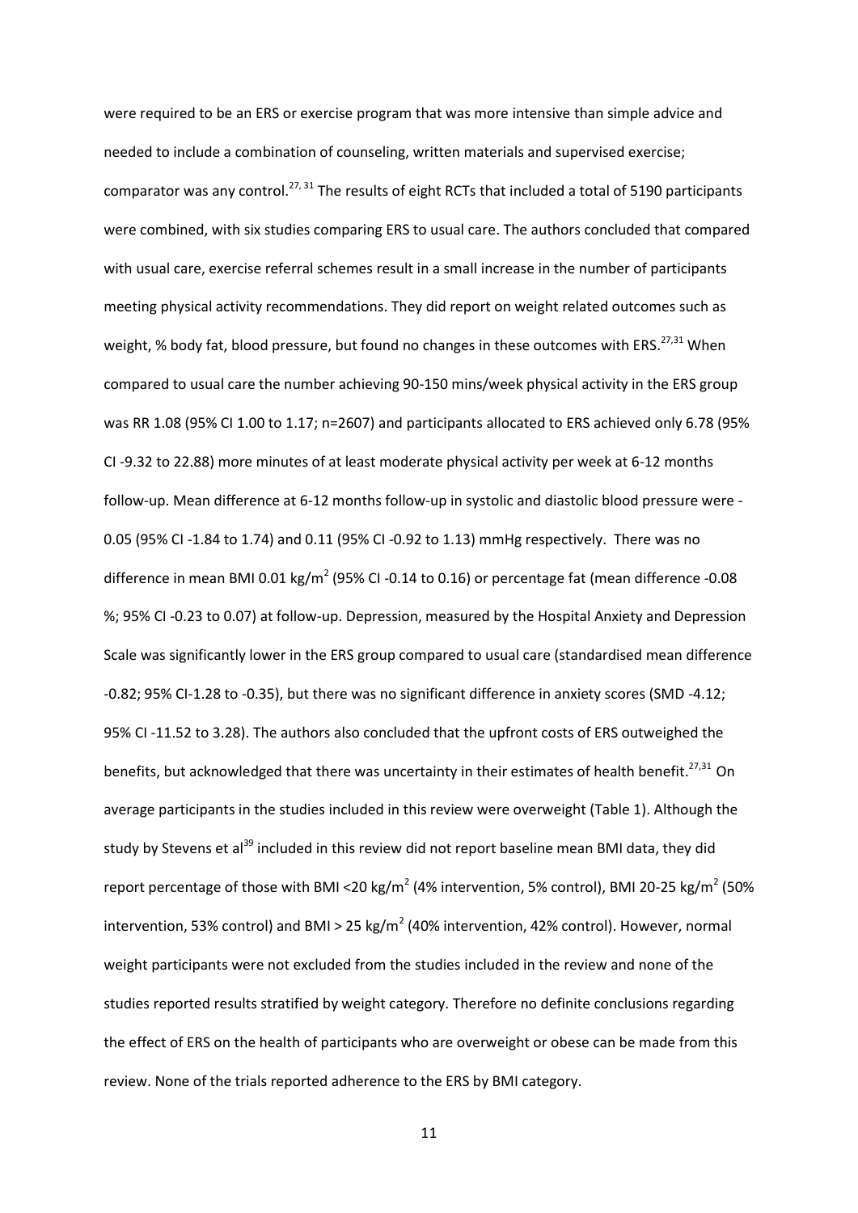were required to be an ERS or exercise program that was more intensive than simple advice and needed to include a combination of counseling, written materials and supervised exercise; comparator was any control.[27, 31] The results of eight RCTs that included a total of 5190 participants were combined, with six studies comparing ERS to usual care. The authors concluded that compared with usual care, exercise referral schemes result in a small increase in the number of participants meeting physical activity recommendations. They did report on weight related outcomes such as weight, % body fat, blood pressure, but found no changes in these outcomes with ERS.[27,31] When compared to usual care the number achieving 90-150 mins/week physical activity in the ERS group was RR 1.08 (95% CI 1.00 to 1.17; n=2607) and participants allocated to ERS achieved only 6.78 (95% CI -9.32 to 22.88) more minutes of at least moderate physical activity per week at 6-12 months follow-up. Mean difference at 6-12 months follow-up in systolic and diastolic blood pressure were -0.05 (95% CI -1.84 to 1.74) and 0.11 (95% CI -0.92 to 1.13) mmHg respectively. There was no difference in mean BMI 0.01 kg/m$^2$ (95% CI -0.14 to 0.16) or percentage fat (mean difference -0.08 %; 95% CI -0.23 to 0.07) at follow-up. Depression, measured by the Hospital Anxiety and Depression Scale was significantly lower in the ERS group compared to usual care (standardised mean difference -0.82; 95% CI-1.28 to -0.35), but there was no significant difference in anxiety scores (SMD -4.12; 95% CI -11.52 to 3.28). The authors also concluded that the upfront costs of ERS outweighed the benefits, but acknowledged that there was uncertainty in their estimates of health benefit.[27,31] On average participants in the studies included in this review were overweight (Table 1). Although the study by Stevens et al[39] included in this review did not report baseline mean BMI data, they did report percentage of those with BMI <20 kg/m$^2$ (4% intervention, 5% control), BMI 20-25 kg/m$^2$ (50% intervention, 53% control) and BMI > 25 kg/m$^2$ (40% intervention, 42% control). However, normal weight participants were not excluded from the studies included in the review and none of the studies reported results stratified by weight category. Therefore no definite conclusions regarding the effect of ERS on the health of participants who are overweight or obese can be made from this review. None of the trials reported adherence to the ERS by BMI category.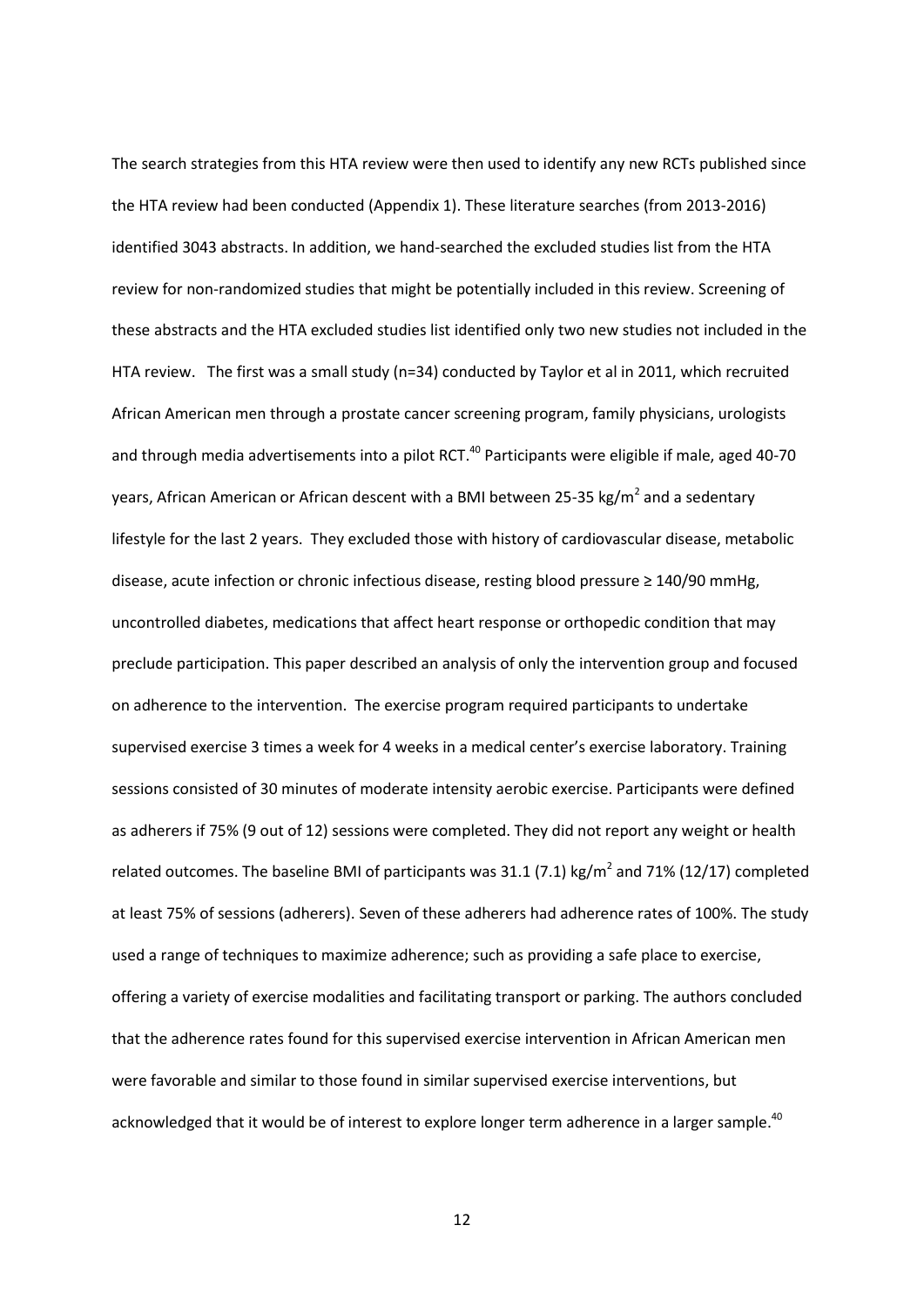The search strategies from this HTA review were then used to identify any new RCTs published since the HTA review had been conducted (Appendix 1). These literature searches (from 2013-2016) identified 3043 abstracts. In addition, we hand-searched the excluded studies list from the HTA review for non-randomized studies that might be potentially included in this review. Screening of these abstracts and the HTA excluded studies list identified only two new studies not included in the HTA review. The first was a small study (n=34) conducted by Taylor et al in 2011, which recruited African American men through a prostate cancer screening program, family physicians, urologists and through media advertisements into a pilot RCT.[40] Participants were eligible if male, aged 40-70 years, African American or African descent with a BMI between 25-35 kg/m$^2$ and a sedentary lifestyle for the last 2 years. They excluded those with history of cardiovascular disease, metabolic disease, acute infection or chronic infectious disease, resting blood pressure ≥ 140/90 mmHg, uncontrolled diabetes, medications that affect heart response or orthopedic condition that may preclude participation. This paper described an analysis of only the intervention group and focused on adherence to the intervention. The exercise program required participants to undertake supervised exercise 3 times a week for 4 weeks in a medical center's exercise laboratory. Training sessions consisted of 30 minutes of moderate intensity aerobic exercise. Participants were defined as adherers if 75% (9 out of 12) sessions were completed. They did not report any weight or health related outcomes. The baseline BMI of participants was 31.1 (7.1) kg/m$^2$ and 71% (12/17) completed at least 75% of sessions (adherers). Seven of these adherers had adherence rates of 100%. The study used a range of techniques to maximize adherence; such as providing a safe place to exercise, offering a variety of exercise modalities and facilitating transport or parking. The authors concluded that the adherence rates found for this supervised exercise intervention in African American men were favorable and similar to those found in similar supervised exercise interventions, but acknowledged that it would be of interest to explore longer term adherence in a larger sample.[40]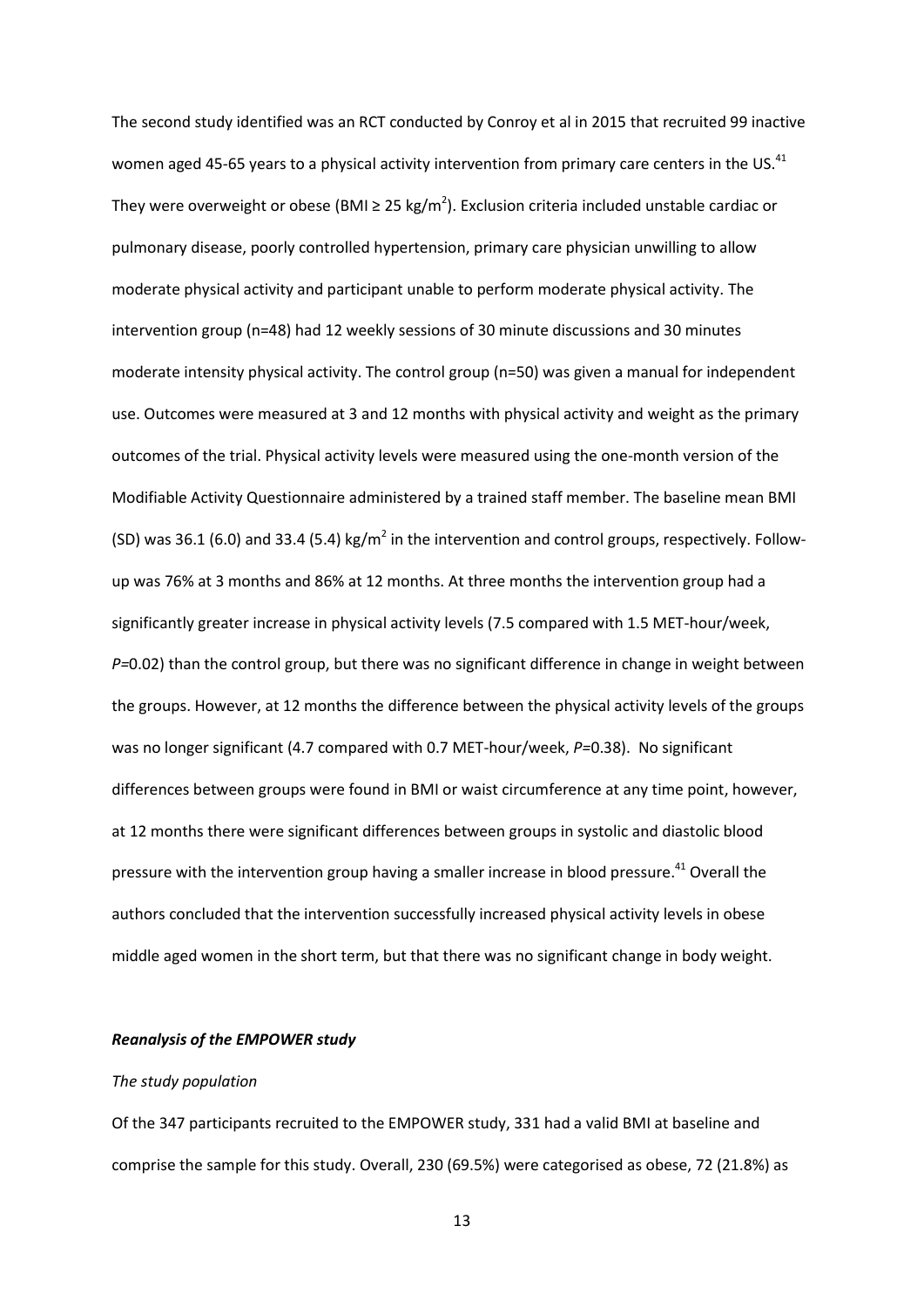The second study identified was an RCT conducted by Conroy et al in 2015 that recruited 99 inactive women aged 45-65 years to a physical activity intervention from primary care centers in the US.[41] They were overweight or obese (BMI ≥ 25 kg/m$^2$). Exclusion criteria included unstable cardiac or pulmonary disease, poorly controlled hypertension, primary care physician unwilling to allow moderate physical activity and participant unable to perform moderate physical activity. The intervention group (n=48) had 12 weekly sessions of 30 minute discussions and 30 minutes moderate intensity physical activity. The control group (n=50) was given a manual for independent use. Outcomes were measured at 3 and 12 months with physical activity and weight as the primary outcomes of the trial. Physical activity levels were measured using the one-month version of the Modifiable Activity Questionnaire administered by a trained staff member. The baseline mean BMI (SD) was 36.1 (6.0) and 33.4 (5.4) kg/m$^2$ in the intervention and control groups, respectively. Follow-up was 76% at 3 months and 86% at 12 months. At three months the intervention group had a significantly greater increase in physical activity levels (7.5 compared with 1.5 MET-hour/week, $P$=0.02) than the control group, but there was no significant difference in change in weight between the groups. However, at 12 months the difference between the physical activity levels of the groups was no longer significant (4.7 compared with 0.7 MET-hour/week, $P$=0.38). No significant differences between groups were found in BMI or waist circumference at any time point, however, at 12 months there were significant differences between groups in systolic and diastolic blood pressure with the intervention group having a smaller increase in blood pressure.[41] Overall the authors concluded that the intervention successfully increased physical activity levels in obese middle aged women in the short term, but that there was no significant change in body weight.

***Reanalysis of the EMPOWER study***

*The study population*

Of the 347 participants recruited to the EMPOWER study, 331 had a valid BMI at baseline and comprise the sample for this study. Overall, 230 (69.5%) were categorised as obese, 72 (21.8%) as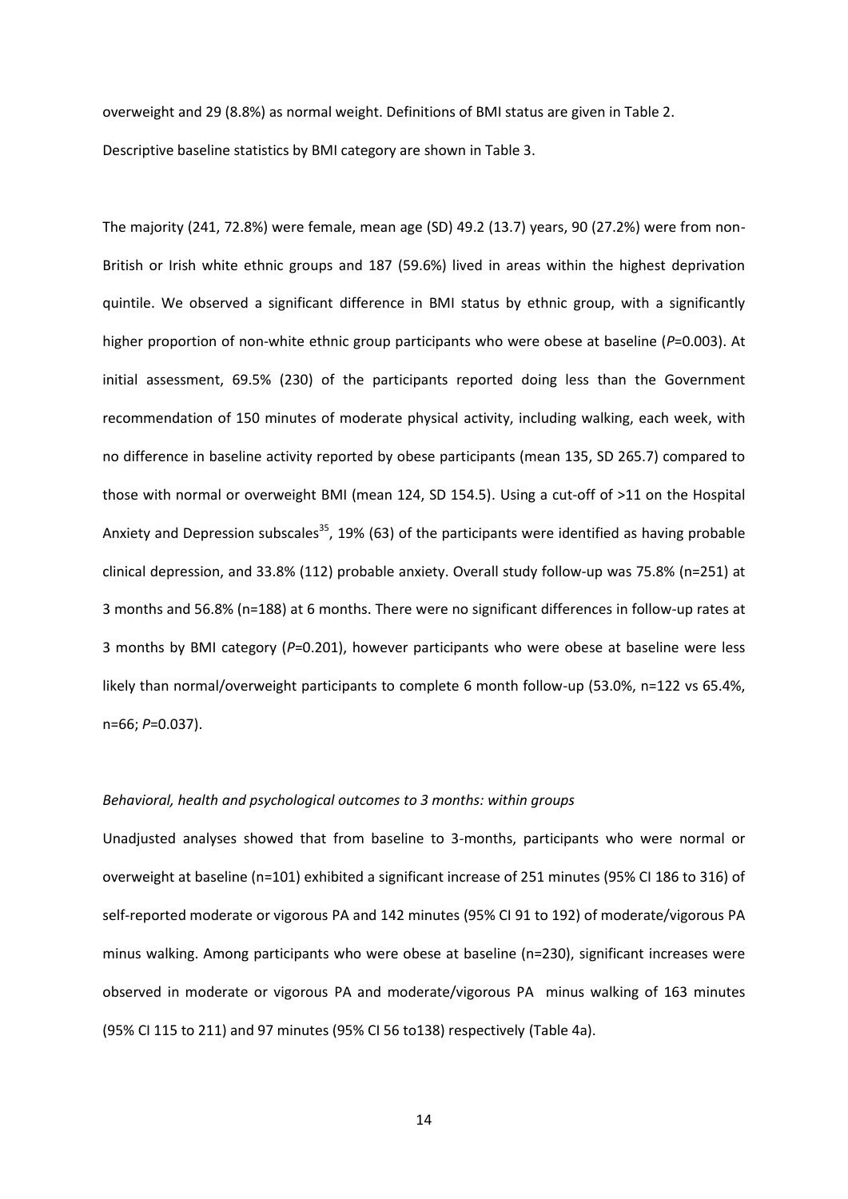overweight and 29 (8.8%) as normal weight. Definitions of BMI status are given in Table 2. Descriptive baseline statistics by BMI category are shown in Table 3.

The majority (241, 72.8%) were female, mean age (SD) 49.2 (13.7) years, 90 (27.2%) were from non-British or Irish white ethnic groups and 187 (59.6%) lived in areas within the highest deprivation quintile. We observed a significant difference in BMI status by ethnic group, with a significantly higher proportion of non-white ethnic group participants who were obese at baseline (*P*=0.003). At initial assessment, 69.5% (230) of the participants reported doing less than the Government recommendation of 150 minutes of moderate physical activity, including walking, each week, with no difference in baseline activity reported by obese participants (mean 135, SD 265.7) compared to those with normal or overweight BMI (mean 124, SD 154.5). Using a cut-off of >11 on the Hospital Anxiety and Depression subscales[35], 19% (63) of the participants were identified as having probable clinical depression, and 33.8% (112) probable anxiety. Overall study follow-up was 75.8% (n=251) at 3 months and 56.8% (n=188) at 6 months. There were no significant differences in follow-up rates at 3 months by BMI category (*P*=0.201), however participants who were obese at baseline were less likely than normal/overweight participants to complete 6 month follow-up (53.0%, n=122 vs 65.4%, n=66; *P*=0.037).

*Behavioral, health and psychological outcomes to 3 months: within groups*

Unadjusted analyses showed that from baseline to 3-months, participants who were normal or overweight at baseline (n=101) exhibited a significant increase of 251 minutes (95% CI 186 to 316) of self-reported moderate or vigorous PA and 142 minutes (95% CI 91 to 192) of moderate/vigorous PA minus walking. Among participants who were obese at baseline (n=230), significant increases were observed in moderate or vigorous PA and moderate/vigorous PA minus walking of 163 minutes (95% CI 115 to 211) and 97 minutes (95% CI 56 to138) respectively (Table 4a).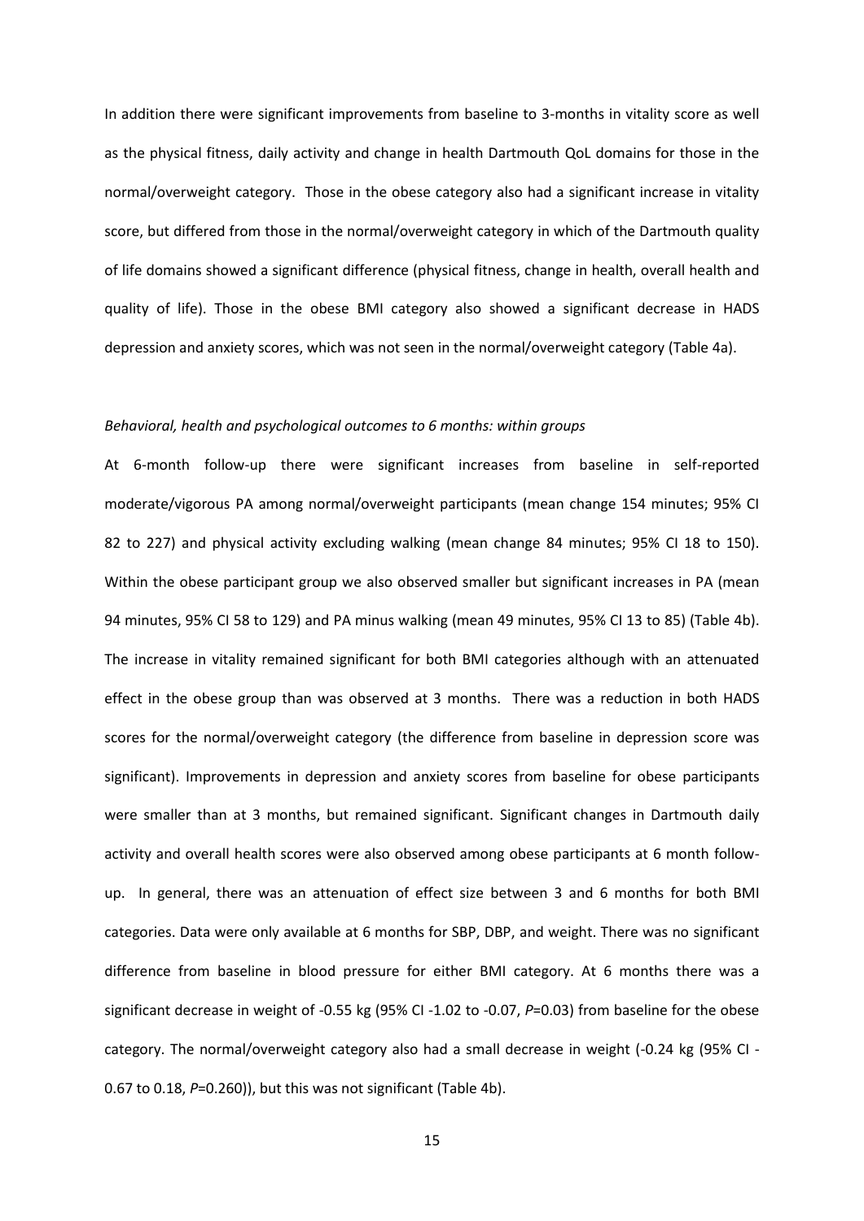In addition there were significant improvements from baseline to 3-months in vitality score as well as the physical fitness, daily activity and change in health Dartmouth QoL domains for those in the normal/overweight category. Those in the obese category also had a significant increase in vitality score, but differed from those in the normal/overweight category in which of the Dartmouth quality of life domains showed a significant difference (physical fitness, change in health, overall health and quality of life). Those in the obese BMI category also showed a significant decrease in HADS depression and anxiety scores, which was not seen in the normal/overweight category (Table 4a).

*Behavioral, health and psychological outcomes to 6 months: within groups*

At 6-month follow-up there were significant increases from baseline in self-reported moderate/vigorous PA among normal/overweight participants (mean change 154 minutes; 95% CI 82 to 227) and physical activity excluding walking (mean change 84 minutes; 95% CI 18 to 150). Within the obese participant group we also observed smaller but significant increases in PA (mean 94 minutes, 95% CI 58 to 129) and PA minus walking (mean 49 minutes, 95% CI 13 to 85) (Table 4b). The increase in vitality remained significant for both BMI categories although with an attenuated effect in the obese group than was observed at 3 months. There was a reduction in both HADS scores for the normal/overweight category (the difference from baseline in depression score was significant). Improvements in depression and anxiety scores from baseline for obese participants were smaller than at 3 months, but remained significant. Significant changes in Dartmouth daily activity and overall health scores were also observed among obese participants at 6 month follow-up. In general, there was an attenuation of effect size between 3 and 6 months for both BMI categories. Data were only available at 6 months for SBP, DBP, and weight. There was no significant difference from baseline in blood pressure for either BMI category. At 6 months there was a significant decrease in weight of -0.55 kg (95% CI -1.02 to -0.07, *P*=0.03) from baseline for the obese category. The normal/overweight category also had a small decrease in weight (-0.24 kg (95% CI -0.67 to 0.18, *P*=0.260)), but this was not significant (Table 4b).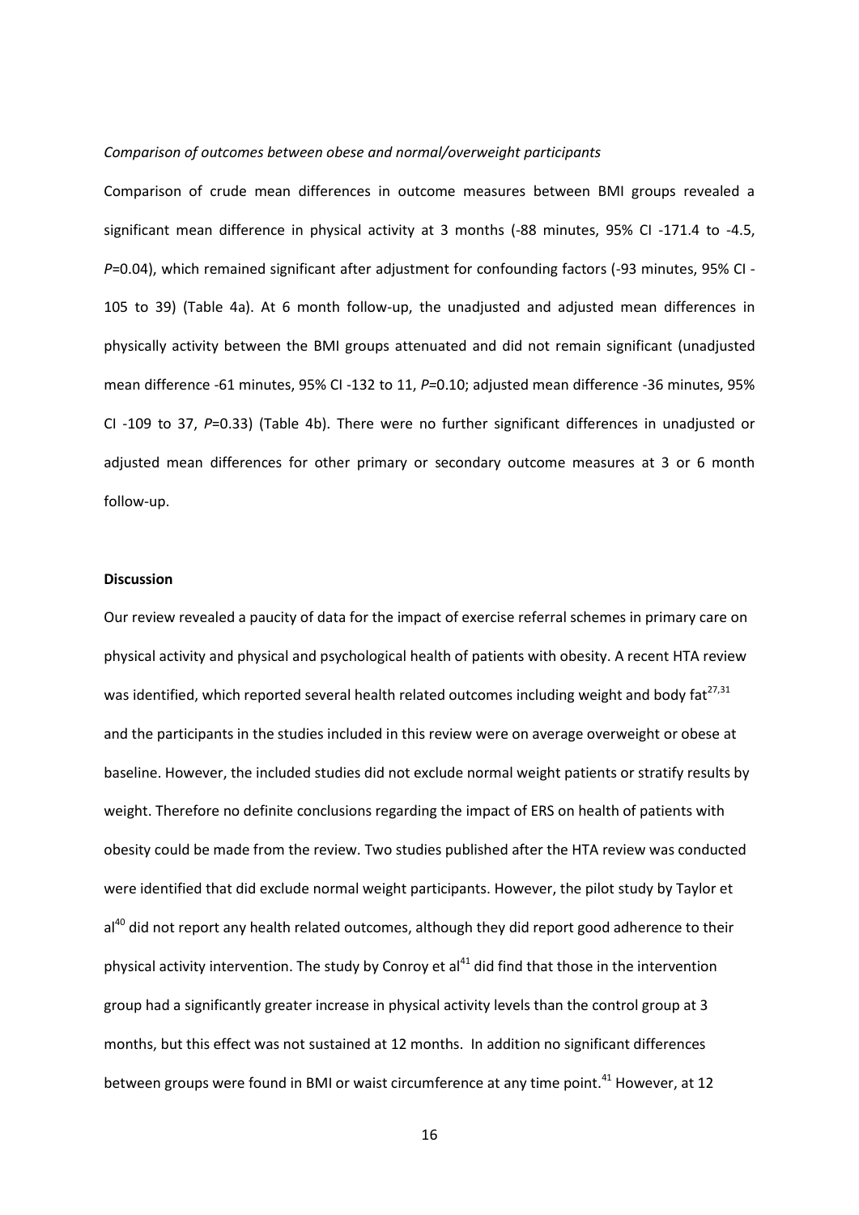*Comparison of outcomes between obese and normal/overweight participants*

Comparison of crude mean differences in outcome measures between BMI groups revealed a significant mean difference in physical activity at 3 months (-88 minutes, 95% CI -171.4 to -4.5, *P*=0.04), which remained significant after adjustment for confounding factors (-93 minutes, 95% CI -105 to 39) (Table 4a). At 6 month follow-up, the unadjusted and adjusted mean differences in physically activity between the BMI groups attenuated and did not remain significant (unadjusted mean difference -61 minutes, 95% CI -132 to 11, *P*=0.10; adjusted mean difference -36 minutes, 95% CI -109 to 37, *P*=0.33) (Table 4b). There were no further significant differences in unadjusted or adjusted mean differences for other primary or secondary outcome measures at 3 or 6 month follow-up.

**Discussion**

Our review revealed a paucity of data for the impact of exercise referral schemes in primary care on physical activity and physical and psychological health of patients with obesity. A recent HTA review was identified, which reported several health related outcomes including weight and body fat[27,31] and the participants in the studies included in this review were on average overweight or obese at baseline. However, the included studies did not exclude normal weight patients or stratify results by weight. Therefore no definite conclusions regarding the impact of ERS on health of patients with obesity could be made from the review. Two studies published after the HTA review was conducted were identified that did exclude normal weight participants. However, the pilot study by Taylor et al[40] did not report any health related outcomes, although they did report good adherence to their physical activity intervention. The study by Conroy et al[41] did find that those in the intervention group had a significantly greater increase in physical activity levels than the control group at 3 months, but this effect was not sustained at 12 months. In addition no significant differences between groups were found in BMI or waist circumference at any time point.[41] However, at 12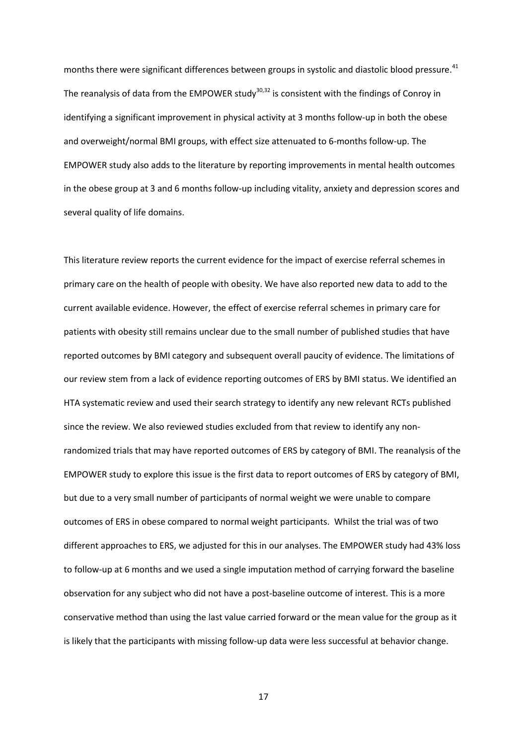months there were significant differences between groups in systolic and diastolic blood pressure.[41] The reanalysis of data from the EMPOWER study[30,32] is consistent with the findings of Conroy in identifying a significant improvement in physical activity at 3 months follow-up in both the obese and overweight/normal BMI groups, with effect size attenuated to 6-months follow-up. The EMPOWER study also adds to the literature by reporting improvements in mental health outcomes in the obese group at 3 and 6 months follow-up including vitality, anxiety and depression scores and several quality of life domains.

This literature review reports the current evidence for the impact of exercise referral schemes in primary care on the health of people with obesity. We have also reported new data to add to the current available evidence. However, the effect of exercise referral schemes in primary care for patients with obesity still remains unclear due to the small number of published studies that have reported outcomes by BMI category and subsequent overall paucity of evidence. The limitations of our review stem from a lack of evidence reporting outcomes of ERS by BMI status. We identified an HTA systematic review and used their search strategy to identify any new relevant RCTs published since the review. We also reviewed studies excluded from that review to identify any non-randomized trials that may have reported outcomes of ERS by category of BMI. The reanalysis of the EMPOWER study to explore this issue is the first data to report outcomes of ERS by category of BMI, but due to a very small number of participants of normal weight we were unable to compare outcomes of ERS in obese compared to normal weight participants. Whilst the trial was of two different approaches to ERS, we adjusted for this in our analyses. The EMPOWER study had 43% loss to follow-up at 6 months and we used a single imputation method of carrying forward the baseline observation for any subject who did not have a post-baseline outcome of interest. This is a more conservative method than using the last value carried forward or the mean value for the group as it is likely that the participants with missing follow-up data were less successful at behavior change.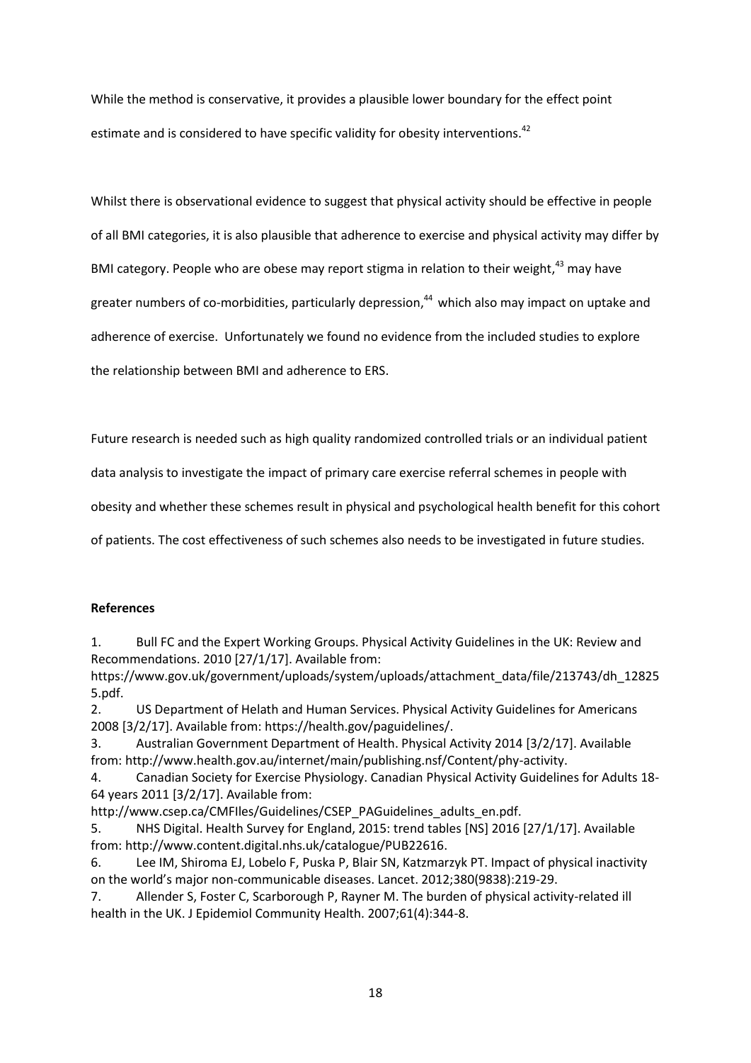While the method is conservative, it provides a plausible lower boundary for the effect point estimate and is considered to have specific validity for obesity interventions.[42]

Whilst there is observational evidence to suggest that physical activity should be effective in people of all BMI categories, it is also plausible that adherence to exercise and physical activity may differ by BMI category. People who are obese may report stigma in relation to their weight,[43] may have greater numbers of co-morbidities, particularly depression,[44] which also may impact on uptake and adherence of exercise. Unfortunately we found no evidence from the included studies to explore the relationship between BMI and adherence to ERS.

Future research is needed such as high quality randomized controlled trials or an individual patient data analysis to investigate the impact of primary care exercise referral schemes in people with obesity and whether these schemes result in physical and psychological health benefit for this cohort of patients. The cost effectiveness of such schemes also needs to be investigated in future studies.

**References**

1. Bull FC and the Expert Working Groups. Physical Activity Guidelines in the UK: Review and Recommendations. 2010 [27/1/17]. Available from: https://www.gov.uk/government/uploads/system/uploads/attachment_data/file/213743/dh_128255.pdf.
2. US Department of Helath and Human Services. Physical Activity Guidelines for Americans 2008 [3/2/17]. Available from: https://health.gov/paguidelines/.
3. Australian Government Department of Health. Physical Activity 2014 [3/2/17]. Available from: http://www.health.gov.au/internet/main/publishing.nsf/Content/phy-activity.
4. Canadian Society for Exercise Physiology. Canadian Physical Activity Guidelines for Adults 18-64 years 2011 [3/2/17]. Available from: http://www.csep.ca/CMFIles/Guidelines/CSEP_PAGuidelines_adults_en.pdf.
5. NHS Digital. Health Survey for England, 2015: trend tables [NS] 2016 [27/1/17]. Available from: http://www.content.digital.nhs.uk/catalogue/PUB22616.
6. Lee IM, Shiroma EJ, Lobelo F, Puska P, Blair SN, Katzmarzyk PT. Impact of physical inactivity on the world's major non-communicable diseases. Lancet. 2012;380(9838):219-29.
7. Allender S, Foster C, Scarborough P, Rayner M. The burden of physical activity-related ill health in the UK. J Epidemiol Community Health. 2007;61(4):344-8.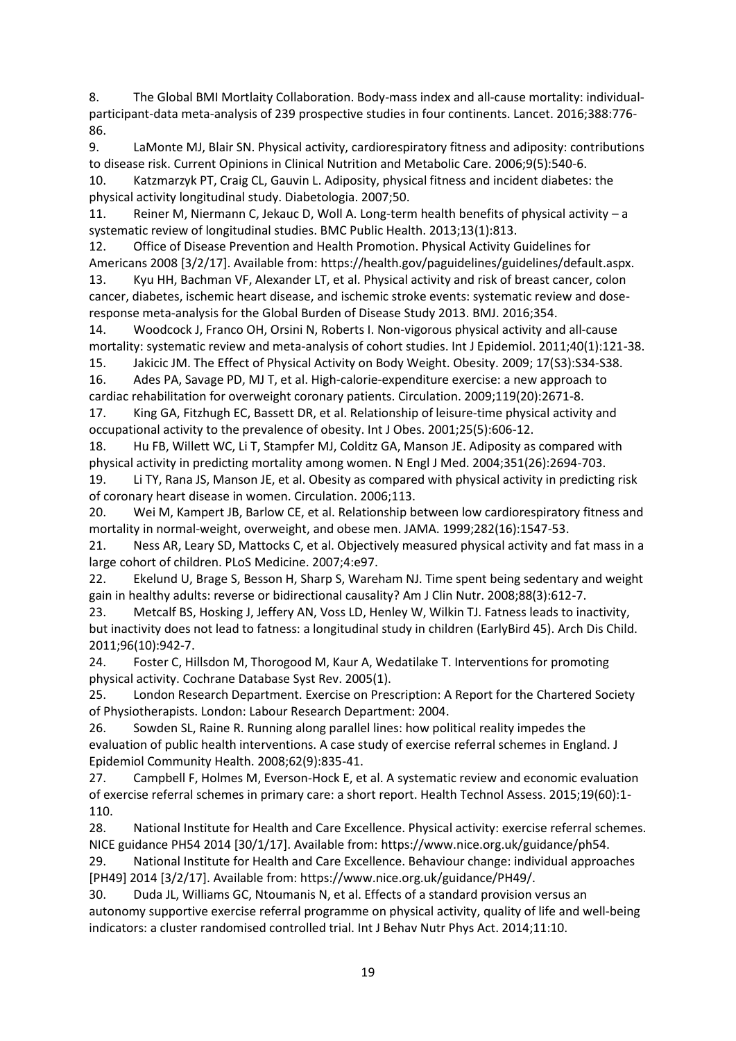8. The Global BMI Mortlaity Collaboration. Body-mass index and all-cause mortality: individual-participant-data meta-analysis of 239 prospective studies in four continents. Lancet. 2016;388:776-86.

9. LaMonte MJ, Blair SN. Physical activity, cardiorespiratory fitness and adiposity: contributions to disease risk. Current Opinions in Clinical Nutrition and Metabolic Care. 2006;9(5):540-6.

10. Katzmarzyk PT, Craig CL, Gauvin L. Adiposity, physical fitness and incident diabetes: the physical activity longitudinal study. Diabetologia. 2007;50.

11. Reiner M, Niermann C, Jekauc D, Woll A. Long-term health benefits of physical activity – a systematic review of longitudinal studies. BMC Public Health. 2013;13(1):813.

12. Office of Disease Prevention and Health Promotion. Physical Activity Guidelines for Americans 2008 [3/2/17]. Available from: https://health.gov/paguidelines/guidelines/default.aspx.

13. Kyu HH, Bachman VF, Alexander LT, et al. Physical activity and risk of breast cancer, colon cancer, diabetes, ischemic heart disease, and ischemic stroke events: systematic review and dose-response meta-analysis for the Global Burden of Disease Study 2013. BMJ. 2016;354.

14. Woodcock J, Franco OH, Orsini N, Roberts I. Non-vigorous physical activity and all-cause mortality: systematic review and meta-analysis of cohort studies. Int J Epidemiol. 2011;40(1):121-38.

15. Jakicic JM. The Effect of Physical Activity on Body Weight. Obesity. 2009; 17(S3):S34-S38.

16. Ades PA, Savage PD, MJ T, et al. High-calorie-expenditure exercise: a new approach to cardiac rehabilitation for overweight coronary patients. Circulation. 2009;119(20):2671-8.

17. King GA, Fitzhugh EC, Bassett DR, et al. Relationship of leisure-time physical activity and occupational activity to the prevalence of obesity. Int J Obes. 2001;25(5):606-12.

18. Hu FB, Willett WC, Li T, Stampfer MJ, Colditz GA, Manson JE. Adiposity as compared with physical activity in predicting mortality among women. N Engl J Med. 2004;351(26):2694-703.

19. Li TY, Rana JS, Manson JE, et al. Obesity as compared with physical activity in predicting risk of coronary heart disease in women. Circulation. 2006;113.

20. Wei M, Kampert JB, Barlow CE, et al. Relationship between low cardiorespiratory fitness and mortality in normal-weight, overweight, and obese men. JAMA. 1999;282(16):1547-53.

21. Ness AR, Leary SD, Mattocks C, et al. Objectively measured physical activity and fat mass in a large cohort of children. PLoS Medicine. 2007;4:e97.

22. Ekelund U, Brage S, Besson H, Sharp S, Wareham NJ. Time spent being sedentary and weight gain in healthy adults: reverse or bidirectional causality? Am J Clin Nutr. 2008;88(3):612-7.

23. Metcalf BS, Hosking J, Jeffery AN, Voss LD, Henley W, Wilkin TJ. Fatness leads to inactivity, but inactivity does not lead to fatness: a longitudinal study in children (EarlyBird 45). Arch Dis Child. 2011;96(10):942-7.

24. Foster C, Hillsdon M, Thorogood M, Kaur A, Wedatilake T. Interventions for promoting physical activity. Cochrane Database Syst Rev. 2005(1).

25. London Research Department. Exercise on Prescription: A Report for the Chartered Society of Physiotherapists. London: Labour Research Department: 2004.

26. Sowden SL, Raine R. Running along parallel lines: how political reality impedes the evaluation of public health interventions. A case study of exercise referral schemes in England. J Epidemiol Community Health. 2008;62(9):835-41.

27. Campbell F, Holmes M, Everson-Hock E, et al. A systematic review and economic evaluation of exercise referral schemes in primary care: a short report. Health Technol Assess. 2015;19(60):1-110.

28. National Institute for Health and Care Excellence. Physical activity: exercise referral schemes. NICE guidance PH54 2014 [30/1/17]. Available from: https://www.nice.org.uk/guidance/ph54.

29. National Institute for Health and Care Excellence. Behaviour change: individual approaches [PH49] 2014 [3/2/17]. Available from: https://www.nice.org.uk/guidance/PH49/.

30. Duda JL, Williams GC, Ntoumanis N, et al. Effects of a standard provision versus an autonomy supportive exercise referral programme on physical activity, quality of life and well-being indicators: a cluster randomised controlled trial. Int J Behav Nutr Phys Act. 2014;11:10.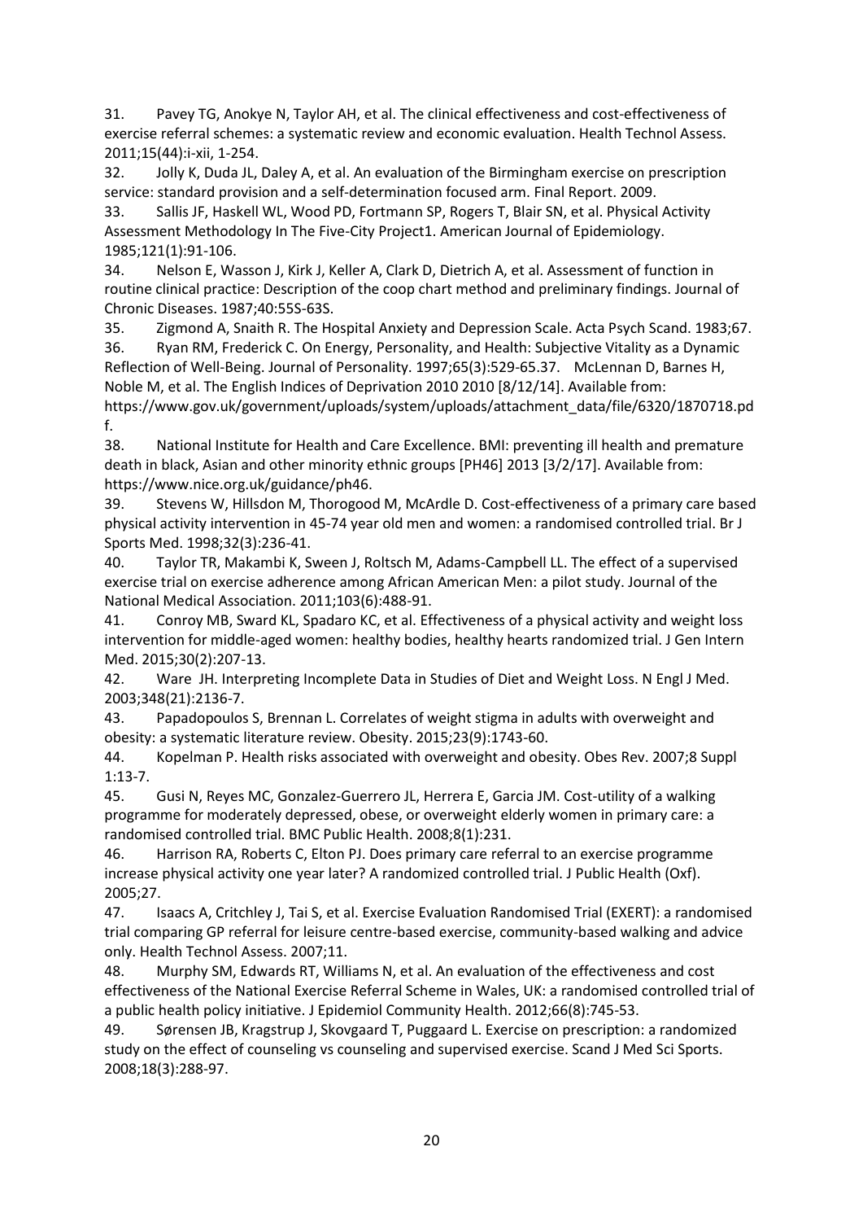31. Pavey TG, Anokye N, Taylor AH, et al. The clinical effectiveness and cost-effectiveness of exercise referral schemes: a systematic review and economic evaluation. Health Technol Assess. 2011;15(44):i-xii, 1-254.

32. Jolly K, Duda JL, Daley A, et al. An evaluation of the Birmingham exercise on prescription service: standard provision and a self-determination focused arm. Final Report. 2009.

33. Sallis JF, Haskell WL, Wood PD, Fortmann SP, Rogers T, Blair SN, et al. Physical Activity Assessment Methodology In The Five-City Project1. American Journal of Epidemiology. 1985;121(1):91-106.

34. Nelson E, Wasson J, Kirk J, Keller A, Clark D, Dietrich A, et al. Assessment of function in routine clinical practice: Description of the coop chart method and preliminary findings. Journal of Chronic Diseases. 1987;40:55S-63S.

35. Zigmond A, Snaith R. The Hospital Anxiety and Depression Scale. Acta Psych Scand. 1983;67.

36. Ryan RM, Frederick C. On Energy, Personality, and Health: Subjective Vitality as a Dynamic Reflection of Well-Being. Journal of Personality. 1997;65(3):529-65.37. McLennan D, Barnes H, Noble M, et al. The English Indices of Deprivation 2010 2010 [8/12/14]. Available from: https://www.gov.uk/government/uploads/system/uploads/attachment_data/file/6320/1870718.pdf.

38. National Institute for Health and Care Excellence. BMI: preventing ill health and premature death in black, Asian and other minority ethnic groups [PH46] 2013 [3/2/17]. Available from: https://www.nice.org.uk/guidance/ph46.

39. Stevens W, Hillsdon M, Thorogood M, McArdle D. Cost-effectiveness of a primary care based physical activity intervention in 45-74 year old men and women: a randomised controlled trial. Br J Sports Med. 1998;32(3):236-41.

40. Taylor TR, Makambi K, Sween J, Roltsch M, Adams-Campbell LL. The effect of a supervised exercise trial on exercise adherence among African American Men: a pilot study. Journal of the National Medical Association. 2011;103(6):488-91.

41. Conroy MB, Sward KL, Spadaro KC, et al. Effectiveness of a physical activity and weight loss intervention for middle-aged women: healthy bodies, healthy hearts randomized trial. J Gen Intern Med. 2015;30(2):207-13.

42. Ware JH. Interpreting Incomplete Data in Studies of Diet and Weight Loss. N Engl J Med. 2003;348(21):2136-7.

43. Papadopoulos S, Brennan L. Correlates of weight stigma in adults with overweight and obesity: a systematic literature review. Obesity. 2015;23(9):1743-60.

44. Kopelman P. Health risks associated with overweight and obesity. Obes Rev. 2007;8 Suppl 1:13-7.

45. Gusi N, Reyes MC, Gonzalez-Guerrero JL, Herrera E, Garcia JM. Cost-utility of a walking programme for moderately depressed, obese, or overweight elderly women in primary care: a randomised controlled trial. BMC Public Health. 2008;8(1):231.

46. Harrison RA, Roberts C, Elton PJ. Does primary care referral to an exercise programme increase physical activity one year later? A randomized controlled trial. J Public Health (Oxf). 2005;27.

47. Isaacs A, Critchley J, Tai S, et al. Exercise Evaluation Randomised Trial (EXERT): a randomised trial comparing GP referral for leisure centre-based exercise, community-based walking and advice only. Health Technol Assess. 2007;11.

48. Murphy SM, Edwards RT, Williams N, et al. An evaluation of the effectiveness and cost effectiveness of the National Exercise Referral Scheme in Wales, UK: a randomised controlled trial of a public health policy initiative. J Epidemiol Community Health. 2012;66(8):745-53.

49. Sørensen JB, Kragstrup J, Skovgaard T, Puggaard L. Exercise on prescription: a randomized study on the effect of counseling vs counseling and supervised exercise. Scand J Med Sci Sports. 2008;18(3):288-97.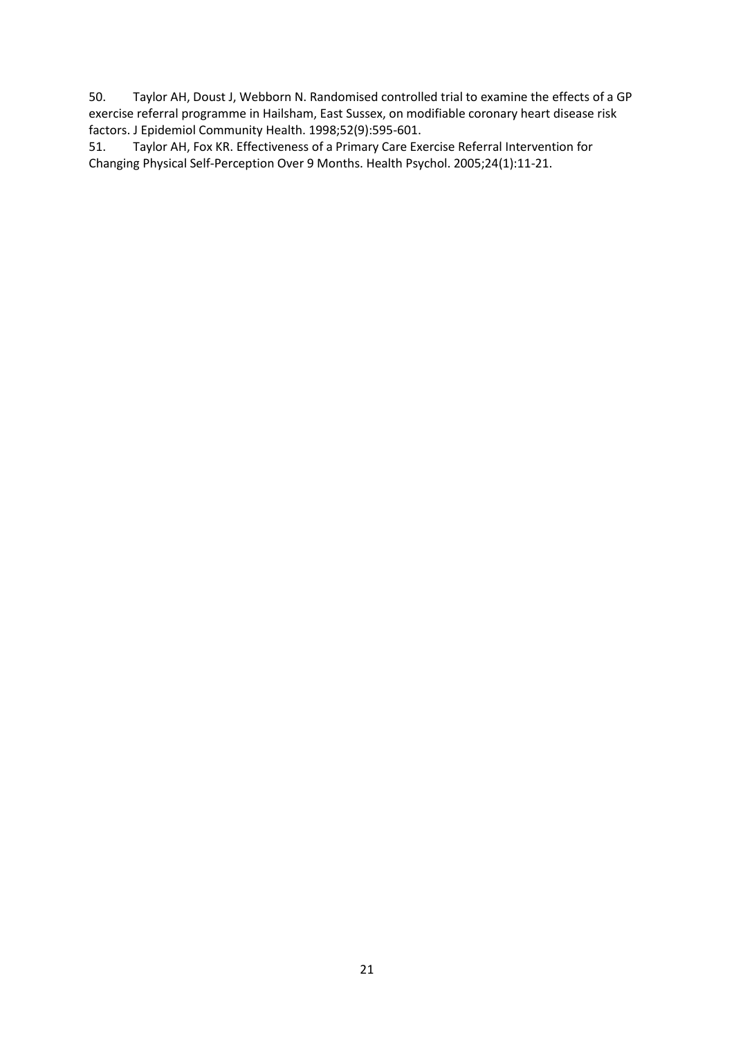50. Taylor AH, Doust J, Webborn N. Randomised controlled trial to examine the effects of a GP exercise referral programme in Hailsham, East Sussex, on modifiable coronary heart disease risk factors. J Epidemiol Community Health. 1998;52(9):595-601.

51. Taylor AH, Fox KR. Effectiveness of a Primary Care Exercise Referral Intervention for Changing Physical Self-Perception Over 9 Months. Health Psychol. 2005;24(1):11-21.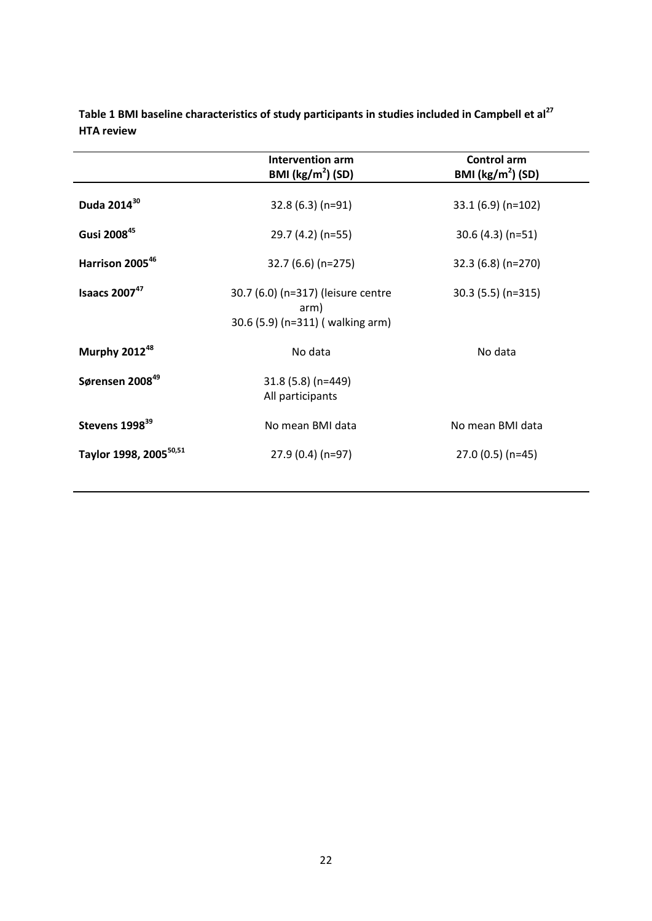**Table 1 BMI baseline characteristics of study participants in studies included in Campbell et al[27] HTA review**

| | Intervention arm BMI ($kg/m^2$) (SD) | Control arm BMI ($kg/m^2$) (SD) |
|---|---|---|
| **Duda 2014[30]** | 32.8 (6.3) (n=91) | 33.1 (6.9) (n=102) |
| **Gusi 2008[45]** | 29.7 (4.2) (n=55) | 30.6 (4.3) (n=51) |
| **Harrison 2005[46]** | 32.7 (6.6) (n=275) | 32.3 (6.8) (n=270) |
| **Isaacs 2007[47]** | 30.7 (6.0) (n=317) (leisure centre arm) 30.6 (5.9) (n=311) ( walking arm) | 30.3 (5.5) (n=315) |
| **Murphy 2012[48]** | No data | No data |
| **Sørensen 2008[49]** | 31.8 (5.8) (n=449) All participants | |
| **Stevens 1998[39]** | No mean BMI data | No mean BMI data |
| **Taylor 1998, 2005[50,51]** | 27.9 (0.4) (n=97) | 27.0 (0.5) (n=45) |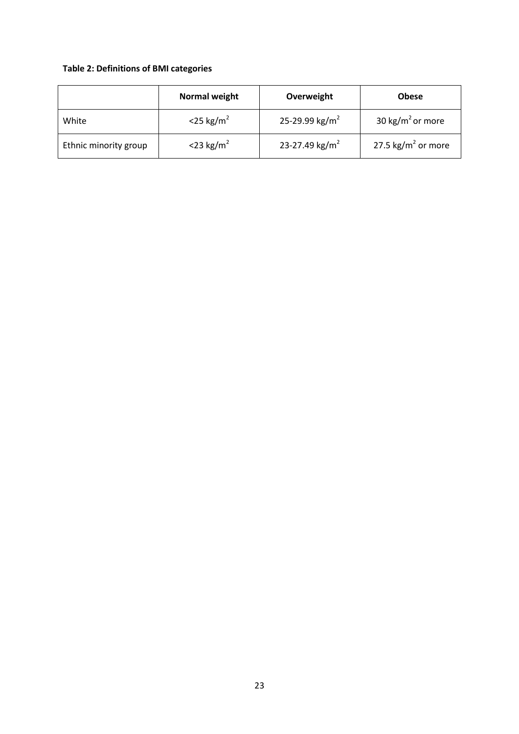**Table 2: Definitions of BMI categories**

| | Normal weight | Overweight | Obese |
|---|---|---|---|
| White | <25 $kg/m^2$ | 25-29.99 $kg/m^2$ | 30 $kg/m^2$ or more |
| Ethnic minority group | <23 $kg/m^2$ | 23-27.49 $kg/m^2$ | 27.5 $kg/m^2$ or more |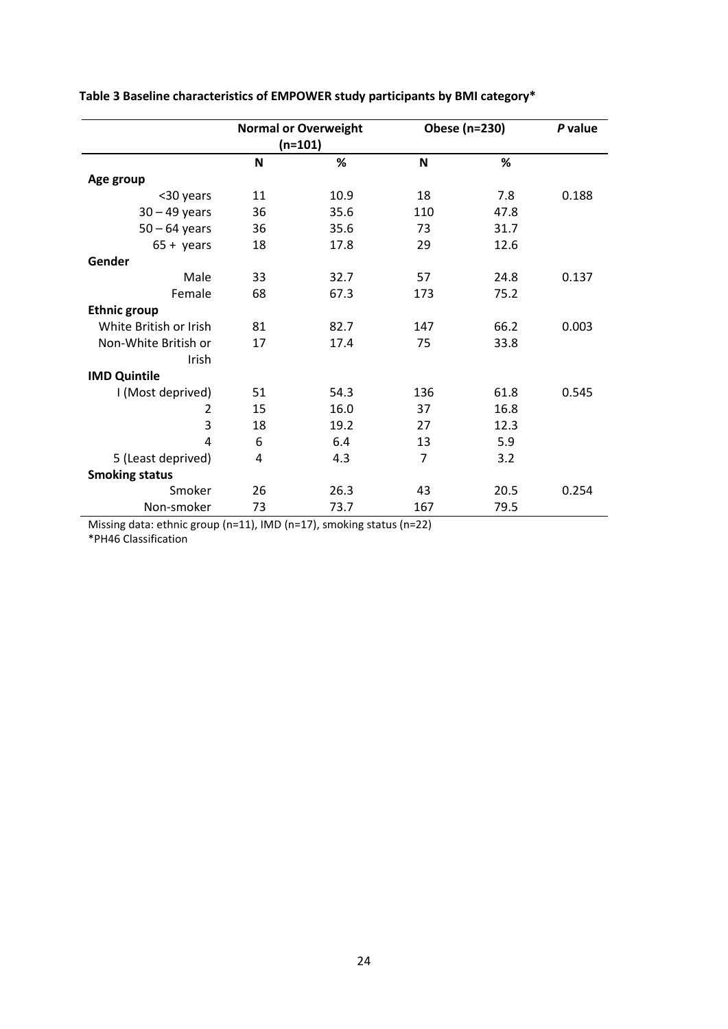**Table 3 Baseline characteristics of EMPOWER study participants by BMI category***

| | Normal or Overweight (n=101) | | Obese (n=230) | | *P* value |
|---|---|---|---|---|---|
| | **N** | **%** | **N** | **%** | |
| **Age group** | | | | | |
| <30 years | 11 | 10.9 | 18 | 7.8 | 0.188 |
| 30 – 49 years | 36 | 35.6 | 110 | 47.8 | |
| 50 – 64 years | 36 | 35.6 | 73 | 31.7 | |
| 65 + years | 18 | 17.8 | 29 | 12.6 | |
| **Gender** | | | | | |
| Male | 33 | 32.7 | 57 | 24.8 | 0.137 |
| Female | 68 | 67.3 | 173 | 75.2 | |
| **Ethnic group** | | | | | |
| White British or Irish | 81 | 82.7 | 147 | 66.2 | 0.003 |
| Non-White British or Irish | 17 | 17.4 | 75 | 33.8 | |
| **IMD Quintile** | | | | | |
| I (Most deprived) | 51 | 54.3 | 136 | 61.8 | 0.545 |
| 2 | 15 | 16.0 | 37 | 16.8 | |
| 3 | 18 | 19.2 | 27 | 12.3 | |
| 4 | 6 | 6.4 | 13 | 5.9 | |
| 5 (Least deprived) | 4 | 4.3 | 7 | 3.2 | |
| **Smoking status** | | | | | |
| Smoker | 26 | 26.3 | 43 | 20.5 | 0.254 |
| Non-smoker | 73 | 73.7 | 167 | 79.5 | |

Missing data: ethnic group (n=11), IMD (n=17), smoking status (n=22)
*PH46 Classification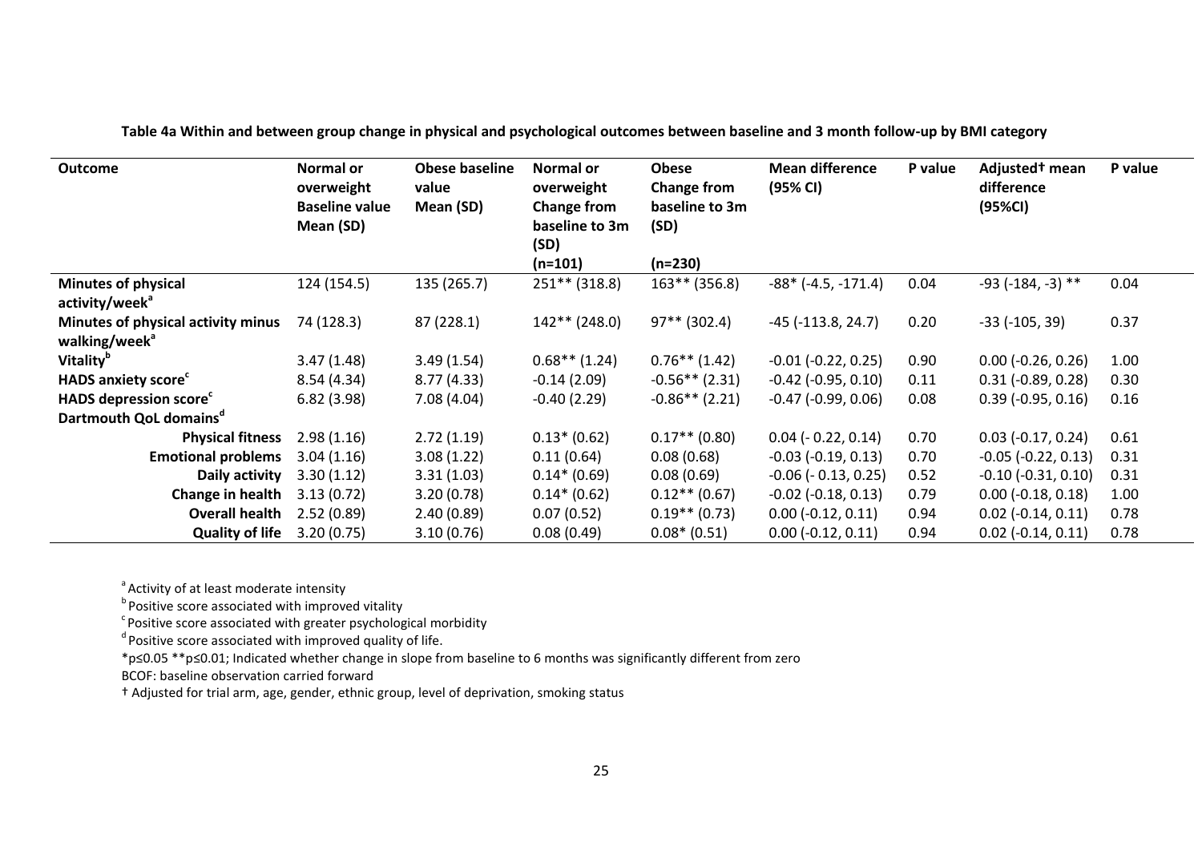**Table 4a Within and between group change in physical and psychological outcomes between baseline and 3 month follow-up by BMI category**

| Outcome | Normal or overweight Baseline value Mean (SD) | Obese baseline value Mean (SD) | Normal or overweight Change from baseline to 3m (SD) (n=101) | Obese Change from baseline to 3m (SD) (n=230) | Mean difference (95% CI) | P value | Adjusted† mean difference (95%CI) | P value |
|---|---|---|---|---|---|---|---|---|
| **Minutes of physical activity/week**[a] | 124 (154.5) | 135 (265.7) | 251** (318.8) | 163** (356.8) | -88* (-4.5, -171.4) | 0.04 | -93 (-184, -3) ** | 0.04 |
| **Minutes of physical activity minus walking/week**[a] | 74 (128.3) | 87 (228.1) | 142** (248.0) | 97** (302.4) | -45 (-113.8, 24.7) | 0.20 | -33 (-105, 39) | 0.37 |
| **Vitality**[b] | 3.47 (1.48) | 3.49 (1.54) | 0.68** (1.24) | 0.76** (1.42) | -0.01 (-0.22, 0.25) | 0.90 | 0.00 (-0.26, 0.26) | 1.00 |
| **HADS anxiety score**[c] | 8.54 (4.34) | 8.77 (4.33) | -0.14 (2.09) | -0.56** (2.31) | -0.42 (-0.95, 0.10) | 0.11 | 0.31 (-0.89, 0.28) | 0.30 |
| **HADS depression score**[c] | 6.82 (3.98) | 7.08 (4.04) | -0.40 (2.29) | -0.86** (2.21) | -0.47 (-0.99, 0.06) | 0.08 | 0.39 (-0.95, 0.16) | 0.16 |
| **Dartmouth QoL domains**[d] | | | | | | | | |
| **Physical fitness** | 2.98 (1.16) | 2.72 (1.19) | 0.13* (0.62) | 0.17** (0.80) | 0.04 (- 0.22, 0.14) | 0.70 | 0.03 (-0.17, 0.24) | 0.61 |
| **Emotional problems** | 3.04 (1.16) | 3.08 (1.22) | 0.11 (0.64) | 0.08 (0.68) | -0.03 (-0.19, 0.13) | 0.70 | -0.05 (-0.22, 0.13) | 0.31 |
| **Daily activity** | 3.30 (1.12) | 3.31 (1.03) | 0.14* (0.69) | 0.08 (0.69) | -0.06 (- 0.13, 0.25) | 0.52 | -0.10 (-0.31, 0.10) | 0.31 |
| **Change in health** | 3.13 (0.72) | 3.20 (0.78) | 0.14* (0.62) | 0.12** (0.67) | -0.02 (-0.18, 0.13) | 0.79 | 0.00 (-0.18, 0.18) | 1.00 |
| **Overall health** | 2.52 (0.89) | 2.40 (0.89) | 0.07 (0.52) | 0.19** (0.73) | 0.00 (-0.12, 0.11) | 0.94 | 0.02 (-0.14, 0.11) | 0.78 |
| **Quality of life** | 3.20 (0.75) | 3.10 (0.76) | 0.08 (0.49) | 0.08* (0.51) | 0.00 (-0.12, 0.11) | 0.94 | 0.02 (-0.14, 0.11) | 0.78 |

[a] Activity of at least moderate intensity

[b] Positive score associated with improved vitality

[c] Positive score associated with greater psychological morbidity

[d] Positive score associated with improved quality of life.

*p≤0.05 **p≤0.01; Indicated whether change in slope from baseline to 6 months was significantly different from zero

BCOF: baseline observation carried forward

† Adjusted for trial arm, age, gender, ethnic group, level of deprivation, smoking status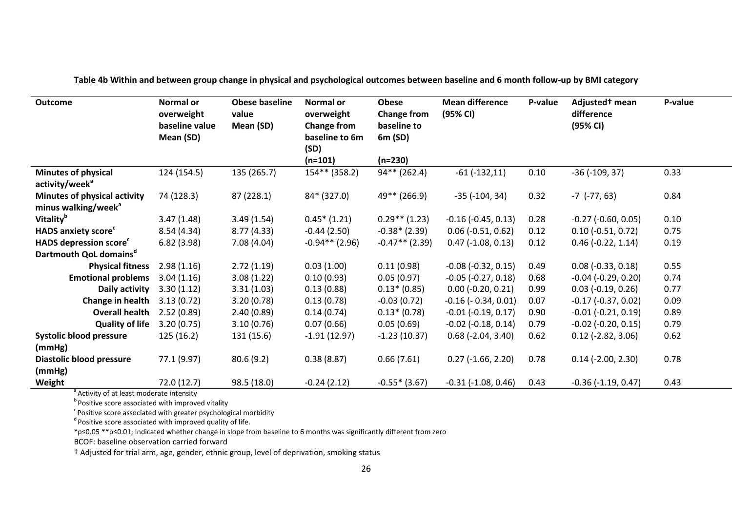**Table 4b Within and between group change in physical and psychological outcomes between baseline and 6 month follow-up by BMI category**

| Outcome | Normal or overweight baseline value Mean (SD) | Obese baseline value Mean (SD) | Normal or overweight Change from baseline to 6m (SD) (n=101) | Obese Change from baseline to 6m (SD) (n=230) | Mean difference (95% CI) | P-value | Adjusted† mean difference (95% CI) | P-value |
|---|---|---|---|---|---|---|---|---|
| **Minutes of physical activity/week[a]** | 124 (154.5) | 135 (265.7) | 154** (358.2) | 94** (262.4) | -61 (-132,11) | 0.10 | -36 (-109, 37) | 0.33 |
| **Minutes of physical activity minus walking/week[a]** | 74 (128.3) | 87 (228.1) | 84* (327.0) | 49** (266.9) | -35 (-104, 34) | 0.32 | -7 (-77, 63) | 0.84 |
| **Vitality[b]** | 3.47 (1.48) | 3.49 (1.54) | 0.45* (1.21) | 0.29** (1.23) | -0.16 (-0.45, 0.13) | 0.28 | -0.27 (-0.60, 0.05) | 0.10 |
| **HADS anxiety score[c]** | 8.54 (4.34) | 8.77 (4.33) | -0.44 (2.50) | -0.38* (2.39) | 0.06 (-0.51, 0.62) | 0.12 | 0.10 (-0.51, 0.72) | 0.75 |
| **HADS depression score[c]** | 6.82 (3.98) | 7.08 (4.04) | -0.94** (2.96) | -0.47** (2.39) | 0.47 (-1.08, 0.13) | 0.12 | 0.46 (-0.22, 1.14) | 0.19 |
| **Dartmouth QoL domains[d]** | | | | | | | | |
| **Physical fitness** | 2.98 (1.16) | 2.72 (1.19) | 0.03 (1.00) | 0.11 (0.98) | -0.08 (-0.32, 0.15) | 0.49 | 0.08 (-0.33, 0.18) | 0.55 |
| **Emotional problems** | 3.04 (1.16) | 3.08 (1.22) | 0.10 (0.93) | 0.05 (0.97) | -0.05 (-0.27, 0.18) | 0.68 | -0.04 (-0.29, 0.20) | 0.74 |
| **Daily activity** | 3.30 (1.12) | 3.31 (1.03) | 0.13 (0.88) | 0.13* (0.85) | 0.00 (-0.20, 0.21) | 0.99 | 0.03 (-0.19, 0.26) | 0.77 |
| **Change in health** | 3.13 (0.72) | 3.20 (0.78) | 0.13 (0.78) | -0.03 (0.72) | -0.16 (- 0.34, 0.01) | 0.07 | -0.17 (-0.37, 0.02) | 0.09 |
| **Overall health** | 2.52 (0.89) | 2.40 (0.89) | 0.14 (0.74) | 0.13* (0.78) | -0.01 (-0.19, 0.17) | 0.90 | -0.01 (-0.21, 0.19) | 0.89 |
| **Quality of life** | 3.20 (0.75) | 3.10 (0.76) | 0.07 (0.66) | 0.05 (0.69) | -0.02 (-0.18, 0.14) | 0.79 | -0.02 (-0.20, 0.15) | 0.79 |
| **Systolic blood pressure (mmHg)** | 125 (16.2) | 131 (15.6) | -1.91 (12.97) | -1.23 (10.37) | 0.68 (-2.04, 3.40) | 0.62 | 0.12 (-2.82, 3.06) | 0.62 |
| **Diastolic blood pressure (mmHg)** | 77.1 (9.97) | 80.6 (9.2) | 0.38 (8.87) | 0.66 (7.61) | 0.27 (-1.66, 2.20) | 0.78 | 0.14 (-2.00, 2.30) | 0.78 |
| **Weight** | 72.0 (12.7) | 98.5 (18.0) | -0.24 (2.12) | -0.55* (3.67) | -0.31 (-1.08, 0.46) | 0.43 | -0.36 (-1.19, 0.47) | 0.43 |

[a] Activity of at least moderate intensity

[b] Positive score associated with improved vitality

[c] Positive score associated with greater psychological morbidity

[d] Positive score associated with improved quality of life.

*p≤0.05 **p≤0.01; Indicated whether change in slope from baseline to 6 months was significantly different from zero

BCOF: baseline observation carried forward

† Adjusted for trial arm, age, gender, ethnic group, level of deprivation, smoking status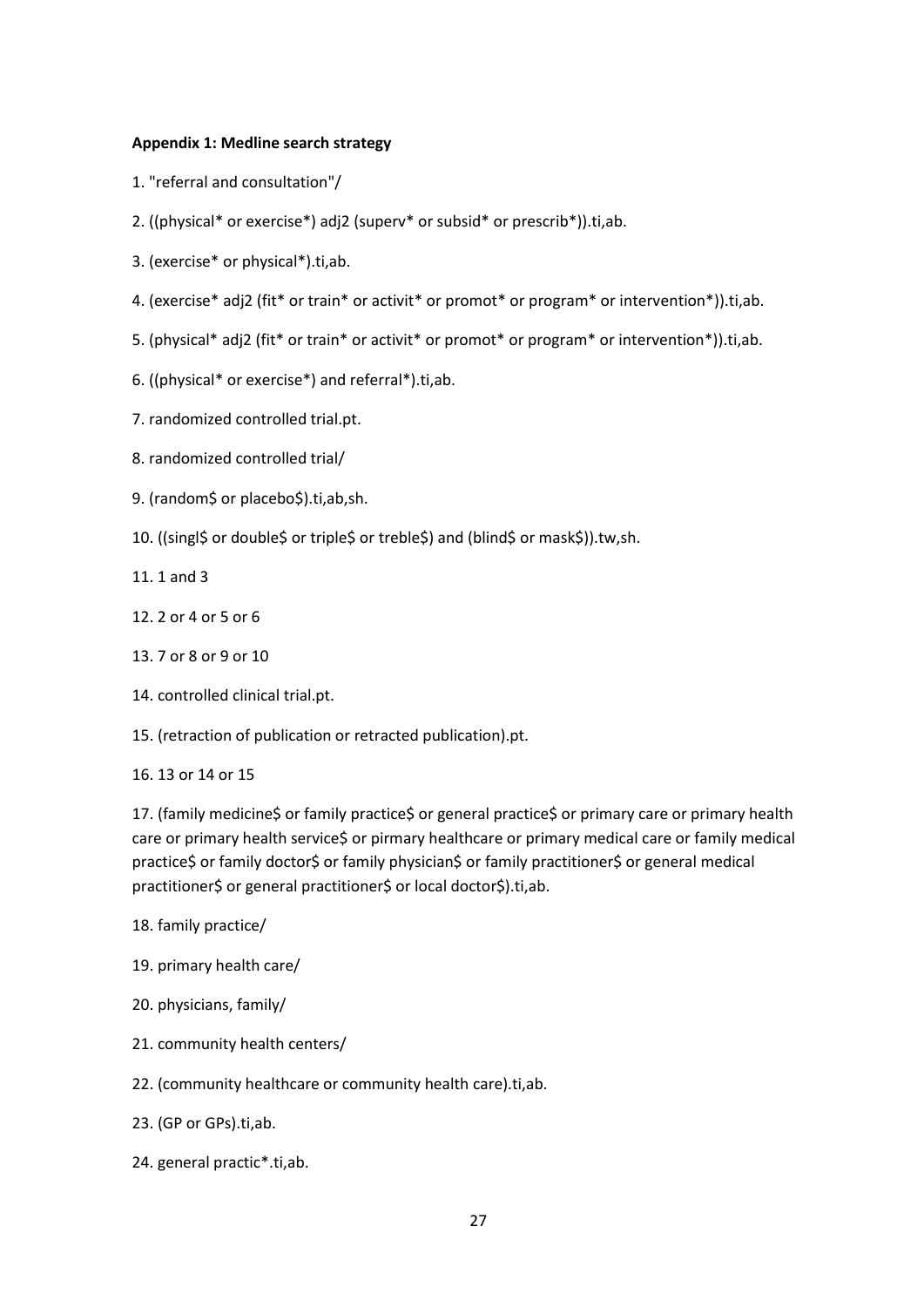**Appendix 1: Medline search strategy**

1. "referral and consultation"/
2. ((physical* or exercise*) adj2 (superv* or subsid* or prescrib*)).ti,ab.
3. (exercise* or physical*).ti,ab.
4. (exercise* adj2 (fit* or train* or activit* or promot* or program* or intervention*)).ti,ab.
5. (physical* adj2 (fit* or train* or activit* or promot* or program* or intervention*)).ti,ab.
6. ((physical* or exercise*) and referral*).ti,ab.
7. randomized controlled trial.pt.
8. randomized controlled trial/
9. (random$ or placebo$).ti,ab,sh.
10. ((singl$ or double$ or triple$ or treble$) and (blind$ or mask$)).tw,sh.
11. 1 and 3
12. 2 or 4 or 5 or 6
13. 7 or 8 or 9 or 10
14. controlled clinical trial.pt.
15. (retraction of publication or retracted publication).pt.
16. 13 or 14 or 15
17. (family medicine$ or family practice$ or general practice$ or primary care or primary health care or primary health service$ or pirmary healthcare or primary medical care or family medical practice$ or family doctor$ or family physician$ or family practitioner$ or general medical practitioner$ or general practitioner$ or local doctor$).ti,ab.
18. family practice/
19. primary health care/
20. physicians, family/
21. community health centers/
22. (community healthcare or community health care).ti,ab.
23. (GP or GPs).ti,ab.
24. general practic*.ti,ab.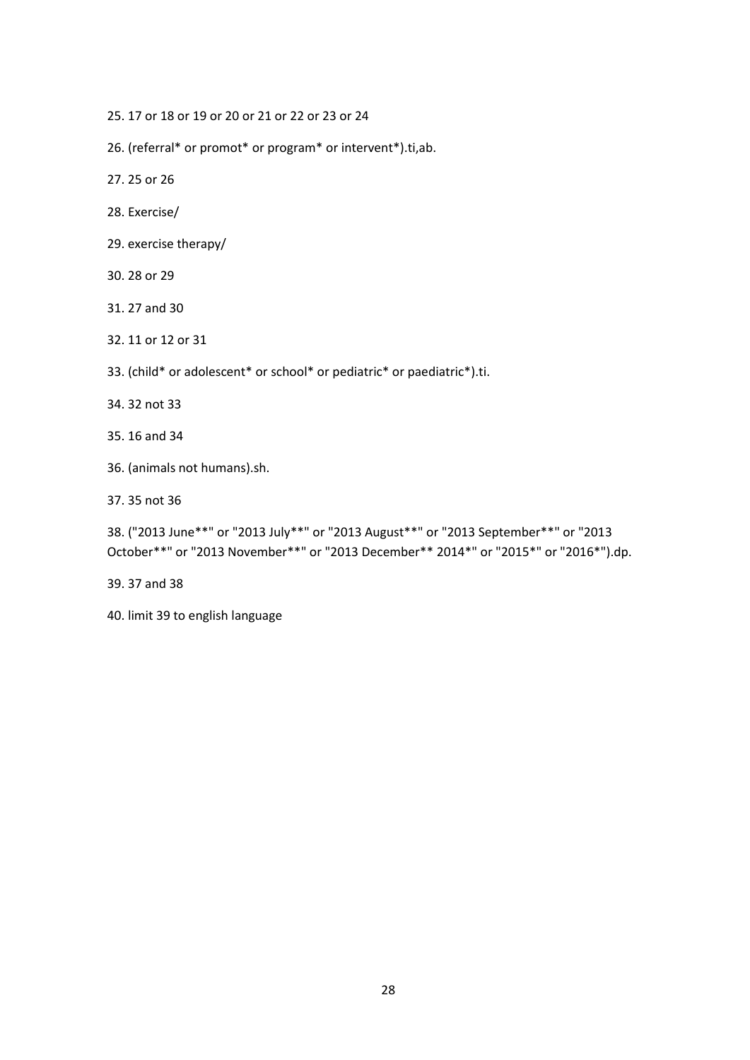25. 17 or 18 or 19 or 20 or 21 or 22 or 23 or 24

26. (referral* or promot* or program* or intervent*).ti,ab.

27. 25 or 26

28. Exercise/

29. exercise therapy/

30. 28 or 29

31. 27 and 30

32. 11 or 12 or 31

33. (child* or adolescent* or school* or pediatric* or paediatric*).ti.

34. 32 not 33

35. 16 and 34

36. (animals not humans).sh.

37. 35 not 36

38. ("2013 June**" or "2013 July**" or "2013 August**" or "2013 September**" or "2013 October**" or "2013 November**" or "2013 December** 2014*" or "2015*" or "2016*").dp.

39. 37 and 38

40. limit 39 to english language